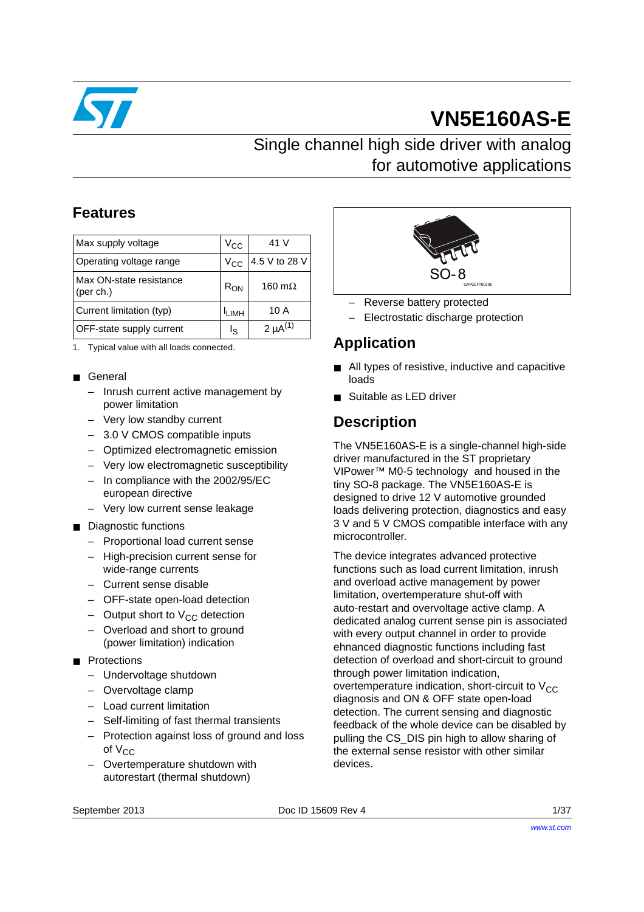# VN5E160AS-E

## Single channel high side driver with analog for automotive applications

## Features

| Max supply voltage | $V_{CC}$ | 41 V |
|---|---|---|
| Operating voltage range | $V_{CC}$ | 4.5 V to 28 V |
| Max ON-state resistance (per ch.) | $R_{ON}$ | 160 mΩ |
| Current limitation (typ) | $I_{LIMH}$ | 10 A |
| OFF-state supply current | $I_S$ | 2 µA[(1)] |

1. Typical value with all loads connected.

- General
  - Inrush current active management by power limitation
  - Very low standby current
  - 3.0 V CMOS compatible inputs
  - Optimized electromagnetic emission
  - Very low electromagnetic susceptibility
  - In compliance with the 2002/95/EC european directive
  - Very low current sense leakage
- Diagnostic functions
  - Proportional load current sense
  - High-precision current sense for wide-range currents
  - Current sense disable
  - OFF-state open-load detection
  - Output short to $V_{CC}$ detection
  - Overload and short to ground (power limitation) indication
- Protections
  - Undervoltage shutdown
  - Overvoltage clamp
  - Load current limitation
  - Self-limiting of fast thermal transients
  - Protection against loss of ground and loss of $V_{CC}$
  - Overtemperature shutdown with autorestart (thermal shutdown)
  - Reverse battery protected
  - Electrostatic discharge protection

SO-8

## Application

- All types of resistive, inductive and capacitive loads
- Suitable as LED driver

## Description

The VN5E160AS-E is a single-channel high-side driver manufactured in the ST proprietary VIPower™ M0-5 technology and housed in the tiny SO-8 package. The VN5E160AS-E is designed to drive 12 V automotive grounded loads delivering protection, diagnostics and easy 3 V and 5 V CMOS compatible interface with any microcontroller.

The device integrates advanced protective functions such as load current limitation, inrush and overload active management by power limitation, overtemperature shut-off with auto-restart and overvoltage active clamp. A dedicated analog current sense pin is associated with every output channel in order to provide ehnanced diagnostic functions including fast detection of overload and short-circuit to ground through power limitation indication, overtemperature indication, short-circuit to $V_{CC}$ diagnosis and ON & OFF state open-load detection. The current sensing and diagnostic feedback of the whole device can be disabled by pulling the CS_DIS pin high to allow sharing of the external sense resistor with other similar devices.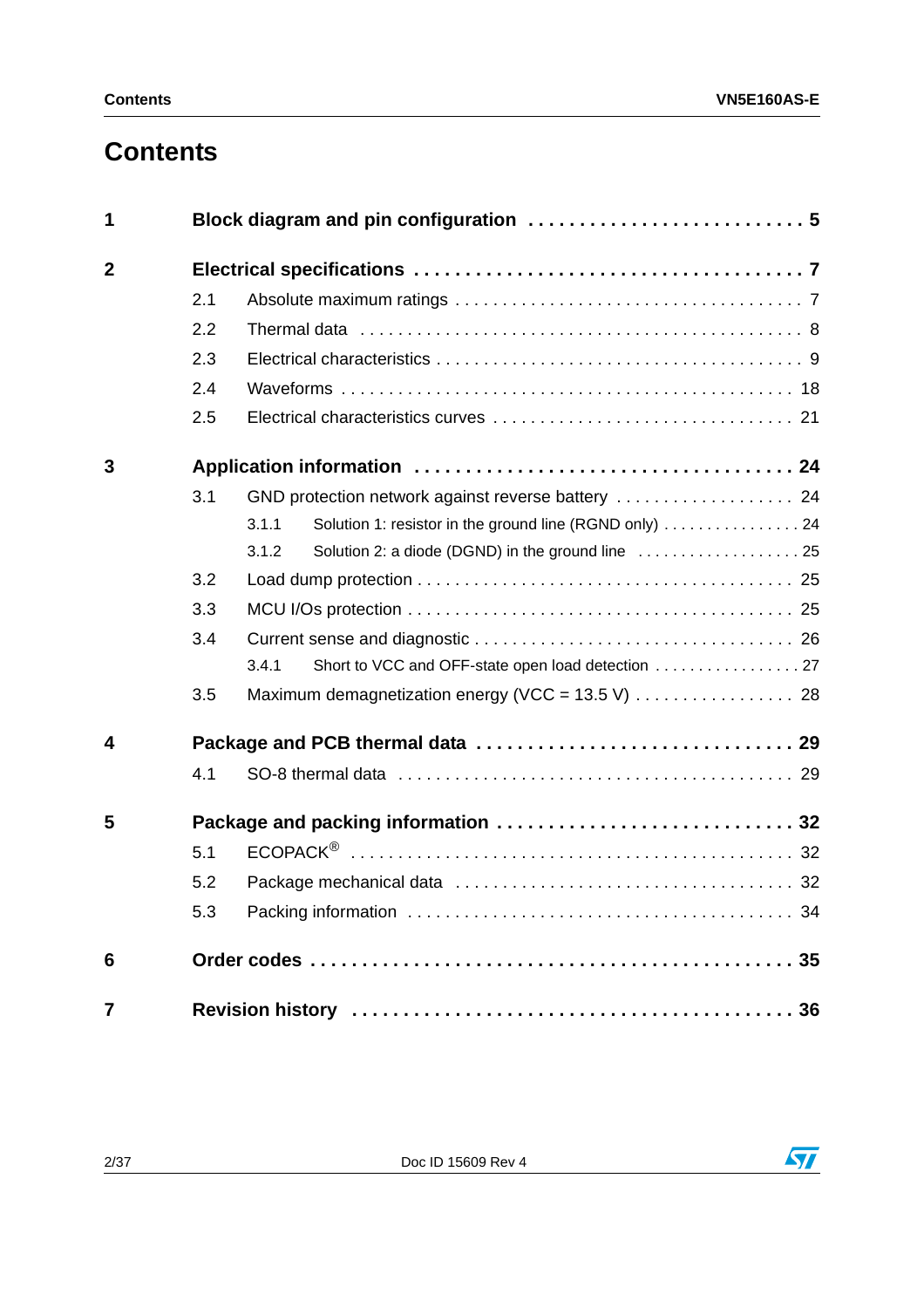# Contents

**1 Block diagram and pin configuration . . . . . . . . . . . . . . . . . . . . . . . . . . 5**

**2 Electrical specifications . . . . . . . . . . . . . . . . . . . . . . . . . . . . . . . . . . . . 7**

- 2.1 Absolute maximum ratings . . . . . . . . . . . . . . . . . . . . . . . . . . . . . . . . . . 7
- 2.2 Thermal data . . . . . . . . . . . . . . . . . . . . . . . . . . . . . . . . . . . . . . . . . . . . 8
- 2.3 Electrical characteristics . . . . . . . . . . . . . . . . . . . . . . . . . . . . . . . . . . . . 9
- 2.4 Waveforms . . . . . . . . . . . . . . . . . . . . . . . . . . . . . . . . . . . . . . . . . . . . 18
- 2.5 Electrical characteristics curves . . . . . . . . . . . . . . . . . . . . . . . . . . . . . . 21

**3 Application information . . . . . . . . . . . . . . . . . . . . . . . . . . . . . . . . . . . 24**

- 3.1 GND protection network against reverse battery . . . . . . . . . . . . . . . . . . . 24
  - 3.1.1 Solution 1: resistor in the ground line (RGND only) . . . . . . . . . . . . . . . . 24
  - 3.1.2 Solution 2: a diode (DGND) in the ground line . . . . . . . . . . . . . . . . . . . 25
- 3.2 Load dump protection . . . . . . . . . . . . . . . . . . . . . . . . . . . . . . . . . . . . . 25
- 3.3 MCU I/Os protection . . . . . . . . . . . . . . . . . . . . . . . . . . . . . . . . . . . . . . 25
- 3.4 Current sense and diagnostic . . . . . . . . . . . . . . . . . . . . . . . . . . . . . . . . 26
  - 3.4.1 Short to VCC and OFF-state open load detection . . . . . . . . . . . . . . . . . 27
- 3.5 Maximum demagnetization energy (VCC = 13.5 V) . . . . . . . . . . . . . . . . . 28

**4 Package and PCB thermal data . . . . . . . . . . . . . . . . . . . . . . . . . . . . . . 29**

- 4.1 SO-8 thermal data . . . . . . . . . . . . . . . . . . . . . . . . . . . . . . . . . . . . . . . 29

**5 Package and packing information . . . . . . . . . . . . . . . . . . . . . . . . . . . . 32**

- 5.1 ECOPACK® . . . . . . . . . . . . . . . . . . . . . . . . . . . . . . . . . . . . . . . . . . . 32
- 5.2 Package mechanical data . . . . . . . . . . . . . . . . . . . . . . . . . . . . . . . . . . 32
- 5.3 Packing information . . . . . . . . . . . . . . . . . . . . . . . . . . . . . . . . . . . . . . 34

**6 Order codes . . . . . . . . . . . . . . . . . . . . . . . . . . . . . . . . . . . . . . . . . . . . 35**

**7 Revision history . . . . . . . . . . . . . . . . . . . . . . . . . . . . . . . . . . . . . . . . . 36**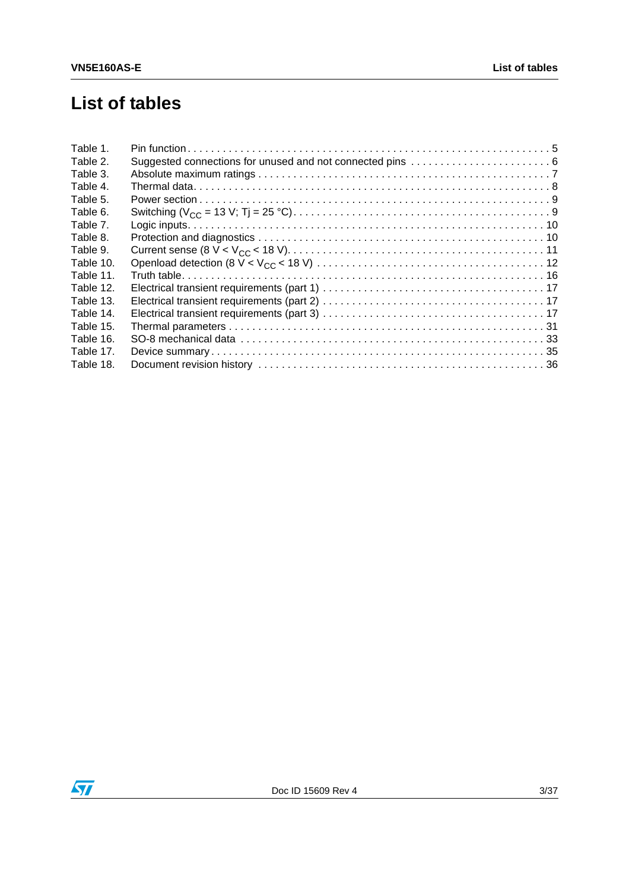# List of tables

Table 1. Pin function . . . . . . . . . . . . . . . . . . . . . . . . . . . . . . . . . . . . . . . . . . . . . . . . . . . . . . . . . . . . . 5
Table 2. Suggested connections for unused and not connected pins . . . . . . . . . . . . . . . . . . . . . . . 6
Table 3. Absolute maximum ratings . . . . . . . . . . . . . . . . . . . . . . . . . . . . . . . . . . . . . . . . . . . . . . . . 7
Table 4. Thermal data. . . . . . . . . . . . . . . . . . . . . . . . . . . . . . . . . . . . . . . . . . . . . . . . . . . . . . . . . . 8
Table 5. Power section . . . . . . . . . . . . . . . . . . . . . . . . . . . . . . . . . . . . . . . . . . . . . . . . . . . . . . . . . 9
Table 6. Switching ($V_{CC}$ = 13 V; Tj = 25 °C). . . . . . . . . . . . . . . . . . . . . . . . . . . . . . . . . . . . . . . . . . 9
Table 7. Logic inputs. . . . . . . . . . . . . . . . . . . . . . . . . . . . . . . . . . . . . . . . . . . . . . . . . . . . . . . . . . 10
Table 8. Protection and diagnostics . . . . . . . . . . . . . . . . . . . . . . . . . . . . . . . . . . . . . . . . . . . . . . . 10
Table 9. Current sense (8 V < $V_{CC}$ < 18 V). . . . . . . . . . . . . . . . . . . . . . . . . . . . . . . . . . . . . . . . . . . 11
Table 10. Openload detection (8 V < $V_{CC}$ < 18 V) . . . . . . . . . . . . . . . . . . . . . . . . . . . . . . . . . . . . . . 12
Table 11. Truth table. . . . . . . . . . . . . . . . . . . . . . . . . . . . . . . . . . . . . . . . . . . . . . . . . . . . . . . . . . . 16
Table 12. Electrical transient requirements (part 1) . . . . . . . . . . . . . . . . . . . . . . . . . . . . . . . . . . . . 17
Table 13. Electrical transient requirements (part 2) . . . . . . . . . . . . . . . . . . . . . . . . . . . . . . . . . . . . 17
Table 14. Electrical transient requirements (part 3) . . . . . . . . . . . . . . . . . . . . . . . . . . . . . . . . . . . . 17
Table 15. Thermal parameters . . . . . . . . . . . . . . . . . . . . . . . . . . . . . . . . . . . . . . . . . . . . . . . . . . . . 31
Table 16. SO-8 mechanical data . . . . . . . . . . . . . . . . . . . . . . . . . . . . . . . . . . . . . . . . . . . . . . . . . . 33
Table 17. Device summary . . . . . . . . . . . . . . . . . . . . . . . . . . . . . . . . . . . . . . . . . . . . . . . . . . . . . . 35
Table 18. Document revision history . . . . . . . . . . . . . . . . . . . . . . . . . . . . . . . . . . . . . . . . . . . . . . . 36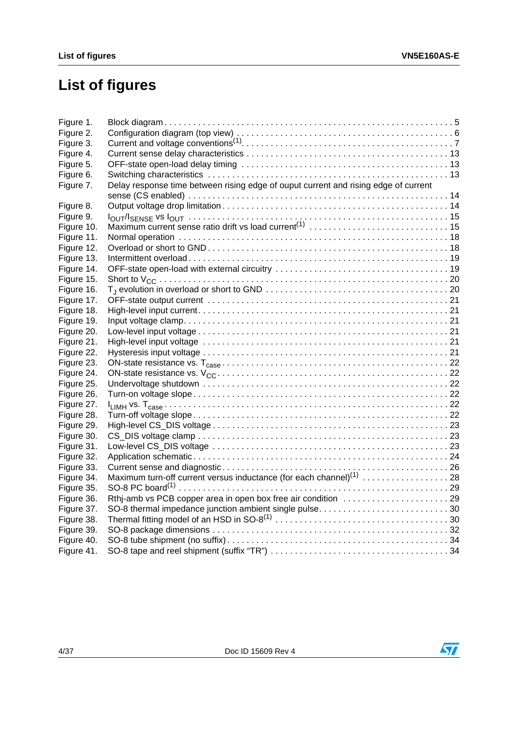# List of figures

| | | |
|---|---|---|
| Figure 1. | Block diagram | 5 |
| Figure 2. | Configuration diagram (top view) | 6 |
| Figure 3. | Current and voltage conventions[1] | 7 |
| Figure 4. | Current sense delay characteristics | 13 |
| Figure 5. | OFF-state open-load delay timing | 13 |
| Figure 6. | Switching characteristics | 13 |
| Figure 7. | Delay response time between rising edge of ouput current and rising edge of current sense (CS enabled) | 14 |
| Figure 8. | Output voltage drop limitation | 14 |
| Figure 9. | $I_{OUT}/I_{SENSE}$ vs $I_{OUT}$ | 15 |
| Figure 10. | Maximum current sense ratio drift vs load current[1] | 15 |
| Figure 11. | Normal operation | 18 |
| Figure 12. | Overload or short to GND | 18 |
| Figure 13. | Intermittent overload | 19 |
| Figure 14. | OFF-state open-load with external circuitry | 19 |
| Figure 15. | Short to $V_{CC}$ | 20 |
| Figure 16. | $T_J$ evolution in overload or short to GND | 20 |
| Figure 17. | OFF-state output current | 21 |
| Figure 18. | High-level input current | 21 |
| Figure 19. | Input voltage clamp | 21 |
| Figure 20. | Low-level input voltage | 21 |
| Figure 21. | High-level input voltage | 21 |
| Figure 22. | Hysteresis input voltage | 21 |
| Figure 23. | ON-state resistance vs. $T_{case}$ | 22 |
| Figure 24. | ON-state resistance vs. $V_{CC}$ | 22 |
| Figure 25. | Undervoltage shutdown | 22 |
| Figure 26. | Turn-on voltage slope | 22 |
| Figure 27. | $I_{LIMH}$ vs. $T_{case}$ | 22 |
| Figure 28. | Turn-off voltage slope | 22 |
| Figure 29. | High-level CS_DIS voltage | 23 |
| Figure 30. | CS_DIS voltage clamp | 23 |
| Figure 31. | Low-level CS_DIS voltage | 23 |
| Figure 32. | Application schematic | 24 |
| Figure 33. | Current sense and diagnostic | 26 |
| Figure 34. | Maximum turn-off current versus inductance (for each channel)[1] | 28 |
| Figure 35. | SO-8 PC board[1] | 29 |
| Figure 36. | Rthj-amb vs PCB copper area in open box free air condition | 29 |
| Figure 37. | SO-8 thermal impedance junction ambient single pulse | 30 |
| Figure 38. | Thermal fitting model of an HSD in SO-8[1] | 30 |
| Figure 39. | SO-8 package dimensions | 32 |
| Figure 40. | SO-8 tube shipment (no suffix) | 34 |
| Figure 41. | SO-8 tape and reel shipment (suffix “TR”) | 34 |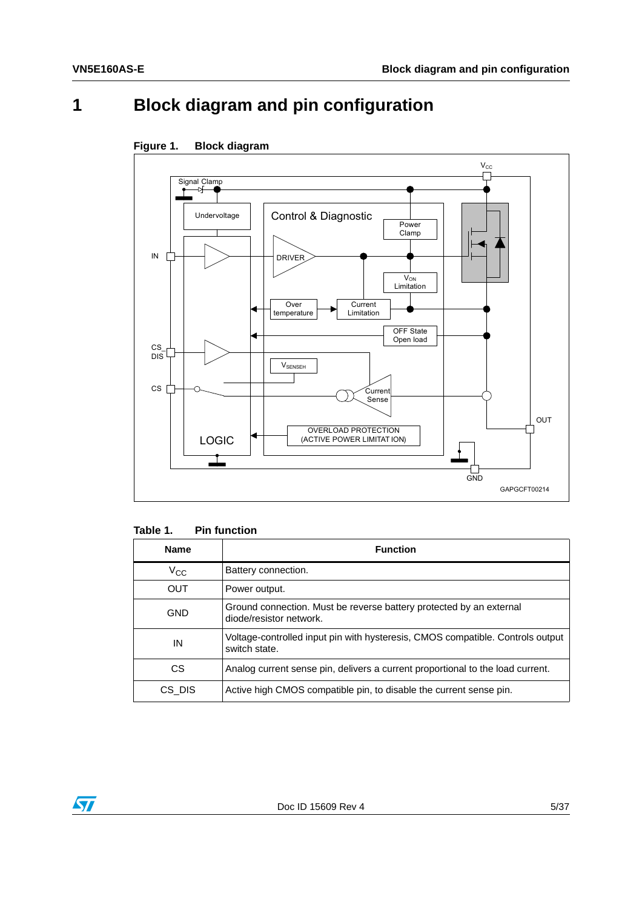# 1 Block diagram and pin configuration

**Figure 1. Block diagram**

**Table 1. Pin function**

| Name | Function |
|---|---|
| $V_{CC}$ | Battery connection. |
| OUT | Power output. |
| GND | Ground connection. Must be reverse battery protected by an external diode/resistor network. |
| IN | Voltage-controlled input pin with hysteresis, CMOS compatible. Controls output switch state. |
| CS | Analog current sense pin, delivers a current proportional to the load current. |
| CS_DIS | Active high CMOS compatible pin, to disable the current sense pin. |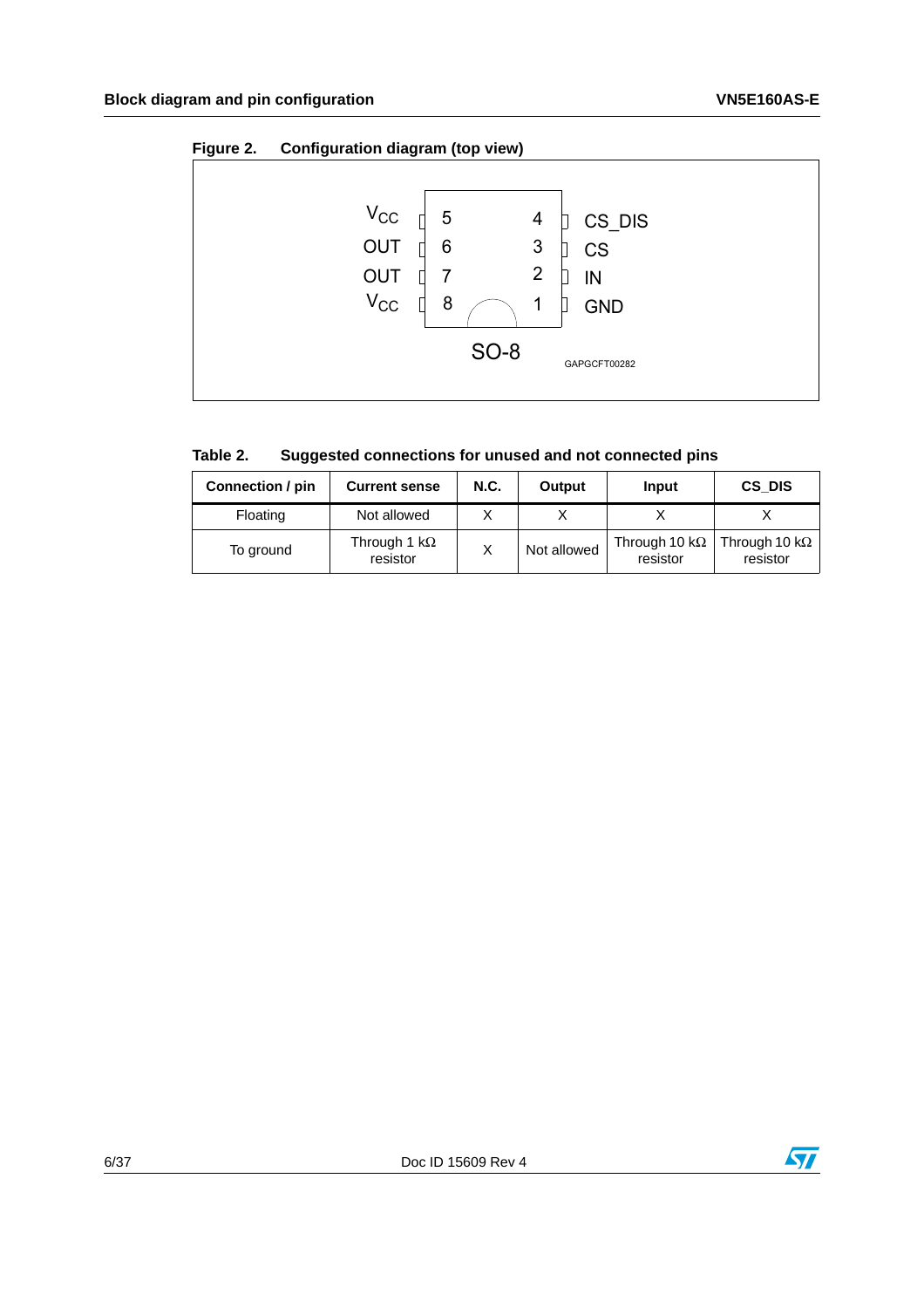Figure 2. Configuration diagram (top view)

| Pin | Name | Pin | Name |
|---|---|---|---|
| 5 | $V_{CC}$ | 4 | CS_DIS |
| 6 | OUT | 3 | CS |
| 7 | OUT | 2 | IN |
| 8 | $V_{CC}$ | 1 | GND |

SO-8

GAPGCFT00282

Table 2. Suggested connections for unused and not connected pins

| Connection / pin | Current sense | N.C. | Output | Input | CS_DIS |
|---|---|---|---|---|---|
| Floating | Not allowed | X | X | X | X |
| To ground | Through 1 kΩ resistor | X | Not allowed | Through 10 kΩ resistor | Through 10 kΩ resistor |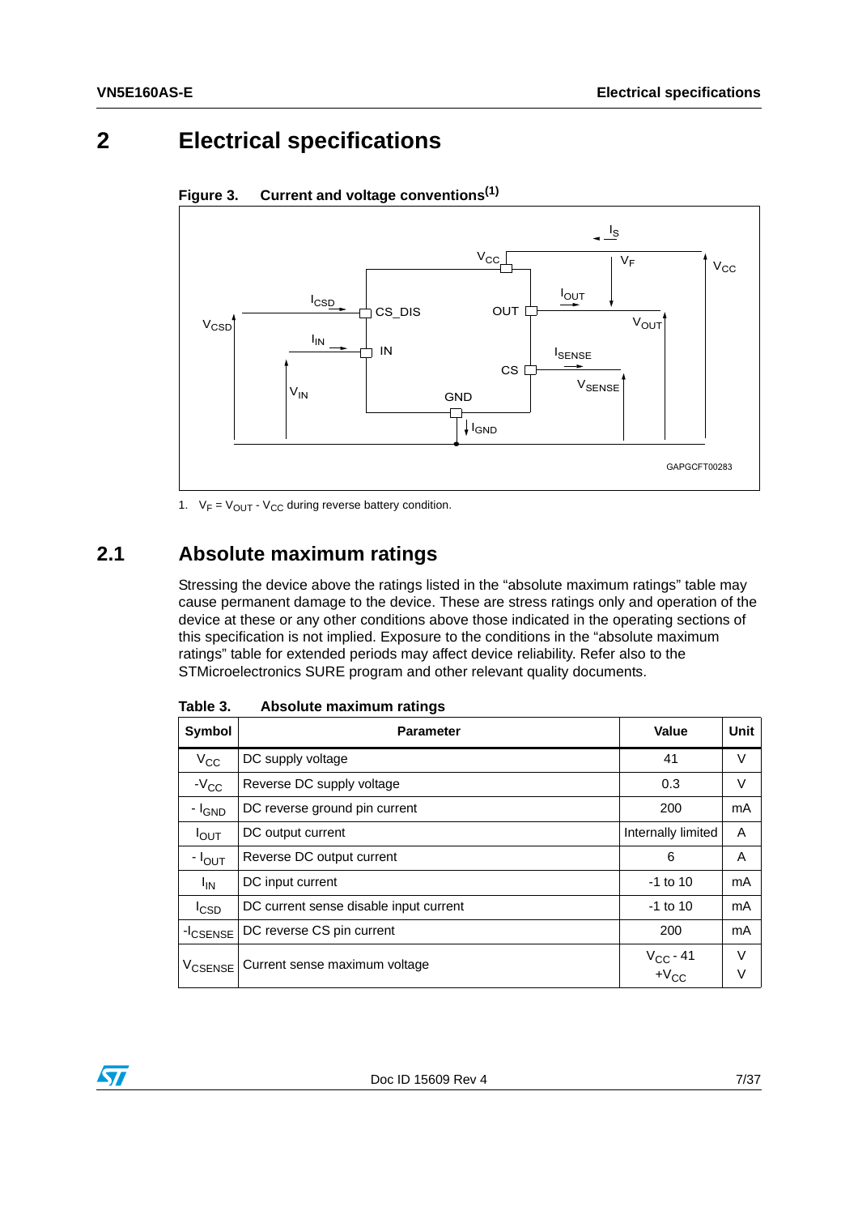# 2 Electrical specifications

**Figure 3. Current and voltage conventions[(1)]**

1. $V_F = V_{OUT} - V_{CC}$ during reverse battery condition.

## 2.1 Absolute maximum ratings

Stressing the device above the ratings listed in the “absolute maximum ratings” table may cause permanent damage to the device. These are stress ratings only and operation of the device at these or any other conditions above those indicated in the operating sections of this specification is not implied. Exposure to the conditions in the “absolute maximum ratings” table for extended periods may affect device reliability. Refer also to the STMicroelectronics SURE program and other relevant quality documents.

**Table 3. Absolute maximum ratings**

| Symbol | Parameter | Value | Unit |
|---|---|---|---|
| $V_{CC}$ | DC supply voltage | 41 | V |
| $-V_{CC}$ | Reverse DC supply voltage | 0.3 | V |
| $-I_{GND}$ | DC reverse ground pin current | 200 | mA |
| $I_{OUT}$ | DC output current | Internally limited | A |
| $-I_{OUT}$ | Reverse DC output current | 6 | A |
| $I_{IN}$ | DC input current | -1 to 10 | mA |
| $I_{CSD}$ | DC current sense disable input current | -1 to 10 | mA |
| $-I_{CSENSE}$ | DC reverse CS pin current | 200 | mA |
| $V_{CSENSE}$ | Current sense maximum voltage | $V_{CC} - 41$<br>$+V_{CC}$ | V<br>V |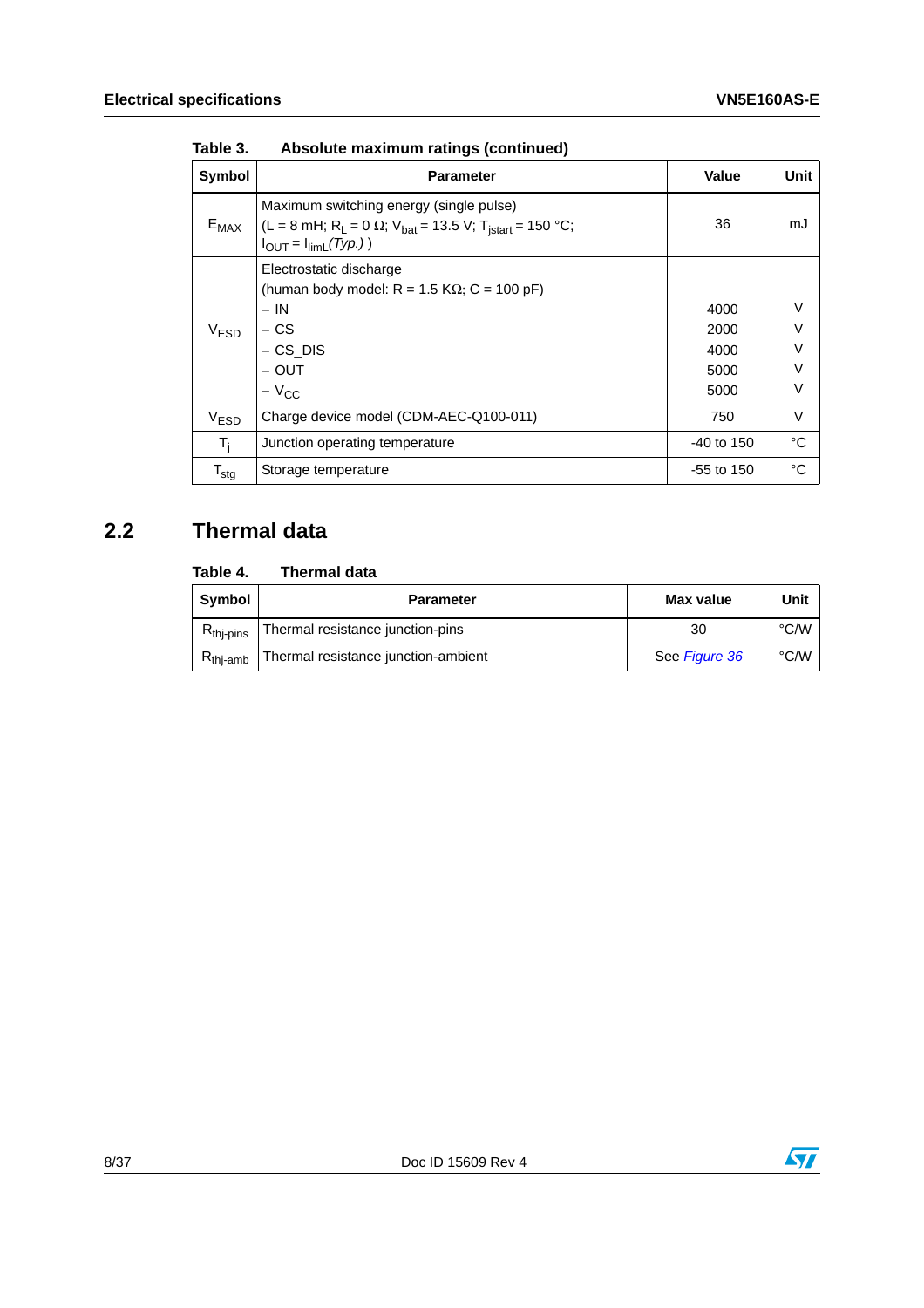Table 3. Absolute maximum ratings (continued)

| Symbol | Parameter | Value | Unit |
|---|---|---|---|
| $E_{MAX}$ | Maximum switching energy (single pulse) ($L = 8$ mH; $R_L = 0\ \Omega$; $V_{bat} = 13.5$ V; $T_{jstart} = 150$ °C; $I_{OUT} = I_{limL}$ *(Typ.)* ) | 36 | mJ |
| $V_{ESD}$ | Electrostatic discharge (human body model: R = 1.5 KΩ; C = 100 pF) | | |
| | – IN | 4000 | V |
| | – CS | 2000 | V |
| | – CS_DIS | 4000 | V |
| | – OUT | 5000 | V |
| | – $V_{CC}$ | 5000 | V |
| $V_{ESD}$ | Charge device model (CDM-AEC-Q100-011) | 750 | V |
| $T_j$ | Junction operating temperature | -40 to 150 | °C |
| $T_{stg}$ | Storage temperature | -55 to 150 | °C |

## 2.2 Thermal data

Table 4. Thermal data

| Symbol | Parameter | Max value | Unit |
|---|---|---|---|
| $R_{thj\text{-}pins}$ | Thermal resistance junction-pins | 30 | °C/W |
| $R_{thj\text{-}amb}$ | Thermal resistance junction-ambient | See *Figure 36* | °C/W |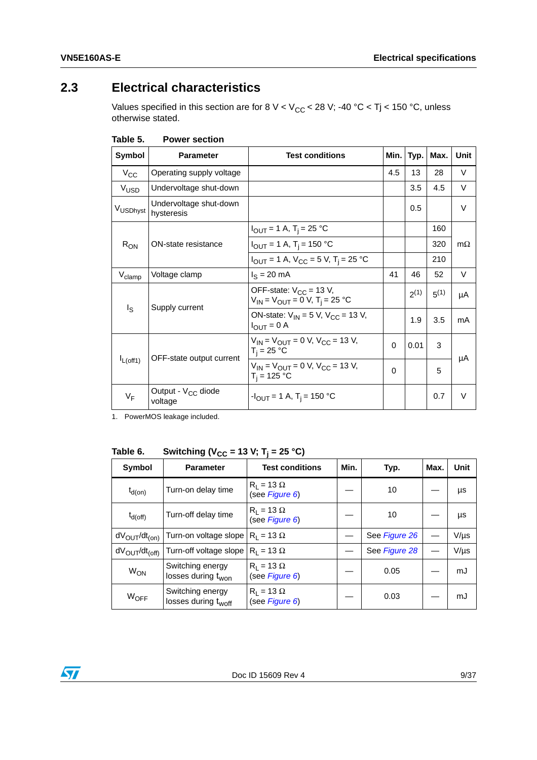## 2.3 Electrical characteristics

Values specified in this section are for 8 V < $V_{CC}$ < 28 V; -40 °C < Tj < 150 °C, unless otherwise stated.

**Table 5. Power section**

| Symbol | Parameter | Test conditions | Min. | Typ. | Max. | Unit |
|---|---|---|---|---|---|---|
| $V_{CC}$ | Operating supply voltage | | 4.5 | 13 | 28 | V |
| $V_{USD}$ | Undervoltage shut-down | | | 3.5 | 4.5 | V |
| $V_{USDhyst}$ | Undervoltage shut-down hysteresis | | | 0.5 | | V |
| $R_{ON}$ | ON-state resistance | $I_{OUT}$ = 1 A, $T_j$ = 25 °C | | | 160 | mΩ |
| | | $I_{OUT}$ = 1 A, $T_j$ = 150 °C | | | 320 | |
| | | $I_{OUT}$ = 1 A, $V_{CC}$ = 5 V, $T_j$ = 25 °C | | | 210 | |
| $V_{clamp}$ | Voltage clamp | $I_S$ = 20 mA | 41 | 46 | 52 | V |
| $I_S$ | Supply current | OFF-state: $V_{CC}$ = 13 V, $V_{IN}$ = $V_{OUT}$ = 0 V, $T_j$ = 25 °C | | 2[1] | 5[1] | µA |
| | | ON-state: $V_{IN}$ = 5 V, $V_{CC}$ = 13 V, $I_{OUT}$ = 0 A | | 1.9 | 3.5 | mA |
| $I_{L(off1)}$ | OFF-state output current | $V_{IN}$ = $V_{OUT}$ = 0 V, $V_{CC}$ = 13 V, $T_j$ = 25 °C | 0 | 0.01 | 3 | µA |
| | | $V_{IN}$ = $V_{OUT}$ = 0 V, $V_{CC}$ = 13 V, $T_j$ = 125 °C | 0 | | 5 | |
| $V_F$ | Output - $V_{CC}$ diode voltage | -$I_{OUT}$ = 1 A, $T_j$ = 150 °C | | | 0.7 | V |

1. PowerMOS leakage included.

**Table 6. Switching ($V_{CC}$ = 13 V; $T_j$ = 25 °C)**

| Symbol | Parameter | Test conditions | Min. | Typ. | Max. | Unit |
|---|---|---|---|---|---|---|
| $t_{d(on)}$ | Turn-on delay time | $R_L$ = 13 Ω (see *Figure 6*) | — | 10 | — | µs |
| $t_{d(off)}$ | Turn-off delay time | $R_L$ = 13 Ω (see *Figure 6*) | — | 10 | — | µs |
| $dV_{OUT}/dt_{(on)}$ | Turn-on voltage slope | $R_L$ = 13 Ω | — | See *Figure 26* | — | V/µs |
| $dV_{OUT}/dt_{(off)}$ | Turn-off voltage slope | $R_L$ = 13 Ω | — | See *Figure 28* | — | V/µs |
| $W_{ON}$ | Switching energy losses during $t_{won}$ | $R_L$ = 13 Ω (see *Figure 6*) | — | 0.05 | — | mJ |
| $W_{OFF}$ | Switching energy losses during $t_{woff}$ | $R_L$ = 13 Ω (see *Figure 6*) | — | 0.03 | — | mJ |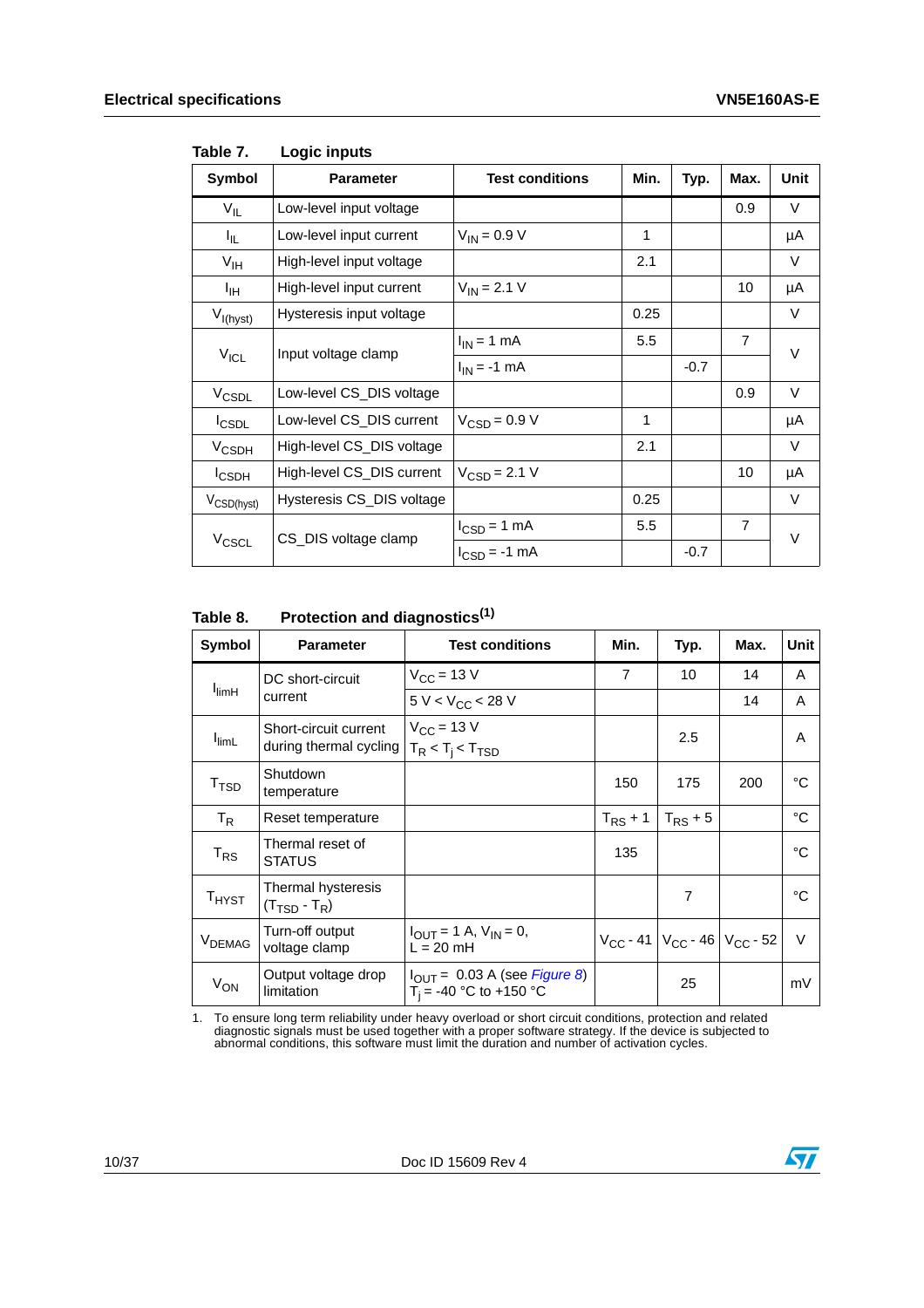Table 7. Logic inputs

| Symbol | Parameter | Test conditions | Min. | Typ. | Max. | Unit |
|---|---|---|---|---|---|---|
| $V_{IL}$ | Low-level input voltage | | | | 0.9 | V |
| $I_{IL}$ | Low-level input current | $V_{IN}$ = 0.9 V | 1 | | | µA |
| $V_{IH}$ | High-level input voltage | | 2.1 | | | V |
| $I_{IH}$ | High-level input current | $V_{IN}$ = 2.1 V | | | 10 | µA |
| $V_{I(hyst)}$ | Hysteresis input voltage | | 0.25 | | | V |
| $V_{ICL}$ | Input voltage clamp | $I_{IN}$ = 1 mA | 5.5 | | 7 | V |
| | | $I_{IN}$ = -1 mA | | -0.7 | | |
| $V_{CSDL}$ | Low-level CS_DIS voltage | | | | 0.9 | V |
| $I_{CSDL}$ | Low-level CS_DIS current | $V_{CSD}$ = 0.9 V | 1 | | | µA |
| $V_{CSDH}$ | High-level CS_DIS voltage | | 2.1 | | | V |
| $I_{CSDH}$ | High-level CS_DIS current | $V_{CSD}$ = 2.1 V | | | 10 | µA |
| $V_{CSD(hyst)}$ | Hysteresis CS_DIS voltage | | 0.25 | | | V |
| $V_{CSCL}$ | CS_DIS voltage clamp | $I_{CSD}$ = 1 mA | 5.5 | | 7 | V |
| | | $I_{CSD}$ = -1 mA | | -0.7 | | |

Table 8. Protection and diagnostics[1]

| Symbol | Parameter | Test conditions | Min. | Typ. | Max. | Unit |
|---|---|---|---|---|---|---|
| $I_{limH}$ | DC short-circuit current | $V_{CC}$ = 13 V | 7 | 10 | 14 | A |
| | | 5 V < $V_{CC}$ < 28 V | | | 14 | A |
| $I_{limL}$ | Short-circuit current during thermal cycling | $V_{CC}$ = 13 V $T_R < T_j < T_{TSD}$ | | 2.5 | | A |
| $T_{TSD}$ | Shutdown temperature | | 150 | 175 | 200 | °C |
| $T_R$ | Reset temperature | | $T_{RS}$ + 1 | $T_{RS}$ + 5 | | °C |
| $T_{RS}$ | Thermal reset of STATUS | | 135 | | | °C |
| $T_{HYST}$ | Thermal hysteresis ($T_{TSD}$ - $T_R$) | | | 7 | | °C |
| $V_{DEMAG}$ | Turn-off output voltage clamp | $I_{OUT}$ = 1 A, $V_{IN}$ = 0, L = 20 mH | $V_{CC}$ - 41 | $V_{CC}$ - 46 | $V_{CC}$ - 52 | V |
| $V_{ON}$ | Output voltage drop limitation | $I_{OUT}$ = 0.03 A (see *Figure 8*) $T_j$ = -40 °C to +150 °C | | 25 | | mV |

1. To ensure long term reliability under heavy overload or short circuit conditions, protection and related diagnostic signals must be used together with a proper software strategy. If the device is subjected to abnormal conditions, this software must limit the duration and number of activation cycles.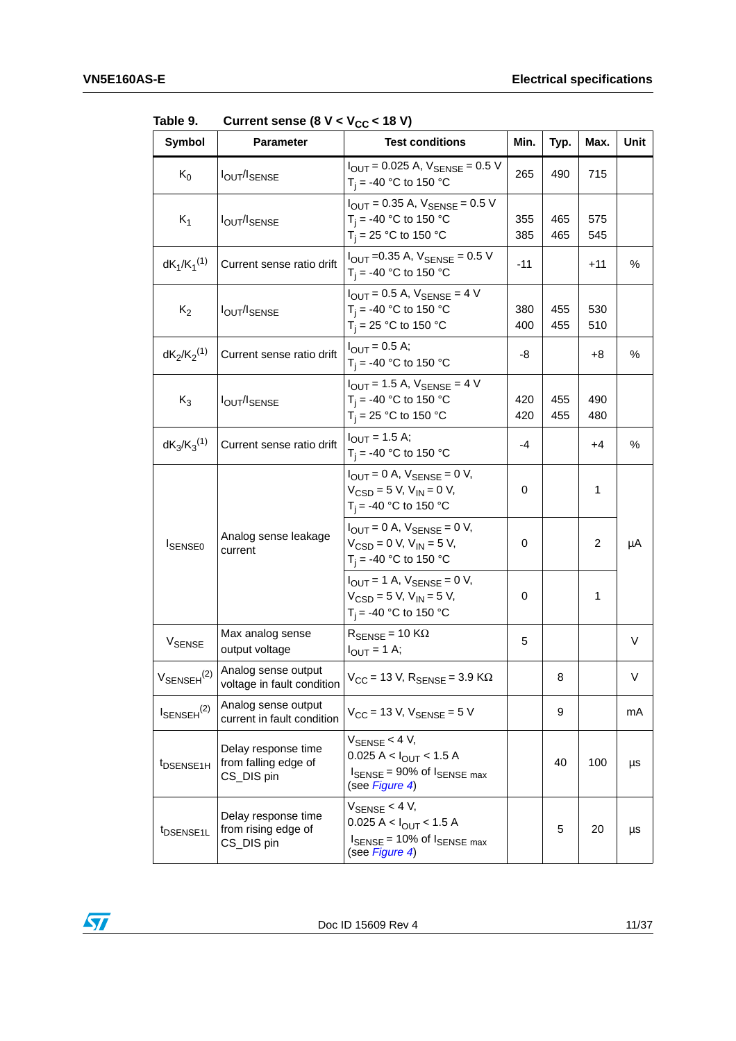Table 9. Current sense (8 V < $V_{CC}$ < 18 V)

| Symbol | Parameter | Test conditions | Min. | Typ. | Max. | Unit |
|---|---|---|---|---|---|---|
| $K_0$ | $I_{OUT}/I_{SENSE}$ | $I_{OUT}$ = 0.025 A, $V_{SENSE}$ = 0.5 V<br>$T_j$ = -40 °C to 150 °C | 265 | 490 | 715 | |
| $K_1$ | $I_{OUT}/I_{SENSE}$ | $I_{OUT}$ = 0.35 A, $V_{SENSE}$ = 0.5 V<br>$T_j$ = -40 °C to 150 °C<br>$T_j$ = 25 °C to 150 °C | 355<br>385 | 465<br>465 | 575<br>545 | |
| $dK_1/K_1$[1] | Current sense ratio drift | $I_{OUT}$ =0.35 A, $V_{SENSE}$ = 0.5 V<br>$T_j$ = -40 °C to 150 °C | -11 | | +11 | % |
| $K_2$ | $I_{OUT}/I_{SENSE}$ | $I_{OUT}$ = 0.5 A, $V_{SENSE}$ = 4 V<br>$T_j$ = -40 °C to 150 °C<br>$T_j$ = 25 °C to 150 °C | 380<br>400 | 455<br>455 | 530<br>510 | |
| $dK_2/K_2$[1] | Current sense ratio drift | $I_{OUT}$ = 0.5 A;<br>$T_j$ = -40 °C to 150 °C | -8 | | +8 | % |
| $K_3$ | $I_{OUT}/I_{SENSE}$ | $I_{OUT}$ = 1.5 A, $V_{SENSE}$ = 4 V<br>$T_j$ = -40 °C to 150 °C<br>$T_j$ = 25 °C to 150 °C | 420<br>420 | 455<br>455 | 490<br>480 | |
| $dK_3/K_3$[1] | Current sense ratio drift | $I_{OUT}$ = 1.5 A;<br>$T_j$ = -40 °C to 150 °C | -4 | | +4 | % |
| $I_{SENSE0}$ | Analog sense leakage current | $I_{OUT}$ = 0 A, $V_{SENSE}$ = 0 V,<br>$V_{CSD}$ = 5 V, $V_{IN}$ = 0 V,<br>$T_j$ = -40 °C to 150 °C | 0 | | 1 | µA |
| | | $I_{OUT}$ = 0 A, $V_{SENSE}$ = 0 V,<br>$V_{CSD}$ = 0 V, $V_{IN}$ = 5 V,<br>$T_j$ = -40 °C to 150 °C | 0 | | 2 | |
| | | $I_{OUT}$ = 1 A, $V_{SENSE}$ = 0 V,<br>$V_{CSD}$ = 5 V, $V_{IN}$ = 5 V,<br>$T_j$ = -40 °C to 150 °C | 0 | | 1 | |
| $V_{SENSE}$ | Max analog sense output voltage | $R_{SENSE}$ = 10 KΩ<br>$I_{OUT}$ = 1 A; | 5 | | | V |
| $V_{SENSEH}$[2] | Analog sense output voltage in fault condition | $V_{CC}$ = 13 V, $R_{SENSE}$ = 3.9 KΩ | | 8 | | V |
| $I_{SENSEH}$[2] | Analog sense output current in fault condition | $V_{CC}$ = 13 V, $V_{SENSE}$ = 5 V | | 9 | | mA |
| $t_{DSENSE1H}$ | Delay response time from falling edge of CS_DIS pin | $V_{SENSE}$ < 4 V,<br>0.025 A < $I_{OUT}$ < 1.5 A<br>$I_{SENSE}$ = 90% of $I_{SENSE\ max}$<br>(see *Figure 4*) | | 40 | 100 | µs |
| $t_{DSENSE1L}$ | Delay response time from rising edge of CS_DIS pin | $V_{SENSE}$ < 4 V,<br>0.025 A < $I_{OUT}$ < 1.5 A<br>$I_{SENSE}$ = 10% of $I_{SENSE\ max}$<br>(see *Figure 4*) | | 5 | 20 | µs |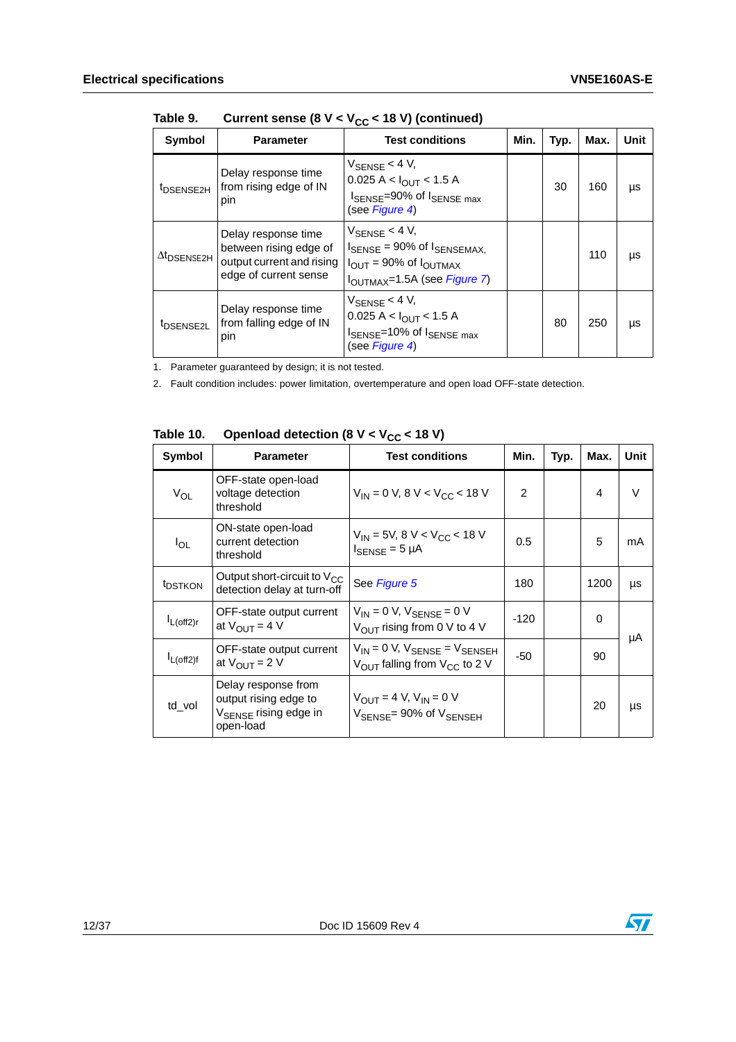Table 9. Current sense (8 V < $V_{CC}$ < 18 V) (continued)

| Symbol | Parameter | Test conditions | Min. | Typ. | Max. | Unit |
|---|---|---|---|---|---|---|
| $t_{DSENSE2H}$ | Delay response time from rising edge of IN pin | $V_{SENSE}$ < 4 V, 0.025 A < $I_{OUT}$ < 1.5 A $I_{SENSE}$=90% of $I_{SENSE\ max}$ (see *Figure 4*) | | 30 | 160 | µs |
| $\Delta t_{DSENSE2H}$ | Delay response time between rising edge of output current and rising edge of current sense | $V_{SENSE}$ < 4 V, $I_{SENSE}$ = 90% of $I_{SENSEMAX}$, $I_{OUT}$ = 90% of $I_{OUTMAX}$ $I_{OUTMAX}$=1.5A (see *Figure 7*) | | | 110 | µs |
| $t_{DSENSE2L}$ | Delay response time from falling edge of IN pin | $V_{SENSE}$ < 4 V, 0.025 A < $I_{OUT}$ < 1.5 A $I_{SENSE}$=10% of $I_{SENSE\ max}$ (see *Figure 4*) | | 80 | 250 | µs |

1. Parameter guaranteed by design; it is not tested.
2. Fault condition includes: power limitation, overtemperature and open load OFF-state detection.

Table 10. Openload detection (8 V < $V_{CC}$ < 18 V)

| Symbol | Parameter | Test conditions | Min. | Typ. | Max. | Unit |
|---|---|---|---|---|---|---|
| $V_{OL}$ | OFF-state open-load voltage detection threshold | $V_{IN}$ = 0 V, 8 V < $V_{CC}$ < 18 V | 2 | | 4 | V |
| $I_{OL}$ | ON-state open-load current detection threshold | $V_{IN}$ = 5V, 8 V < $V_{CC}$ < 18 V $I_{SENSE}$ = 5 µA | 0.5 | | 5 | mA |
| $t_{DSTKON}$ | Output short-circuit to $V_{CC}$ detection delay at turn-off | See *Figure 5* | 180 | | 1200 | µs |
| $I_{L(off2)r}$ | OFF-state output current at $V_{OUT}$ = 4 V | $V_{IN}$ = 0 V, $V_{SENSE}$ = 0 V $V_{OUT}$ rising from 0 V to 4 V | -120 | | 0 | µA |
| $I_{L(off2)f}$ | OFF-state output current at $V_{OUT}$ = 2 V | $V_{IN}$ = 0 V, $V_{SENSE}$ = $V_{SENSEH}$ $V_{OUT}$ falling from $V_{CC}$ to 2 V | -50 | | 90 | µA |
| td_vol | Delay response from output rising edge to $V_{SENSE}$ rising edge in open-load | $V_{OUT}$ = 4 V, $V_{IN}$ = 0 V $V_{SENSE}$= 90% of $V_{SENSEH}$ | | | 20 | µs |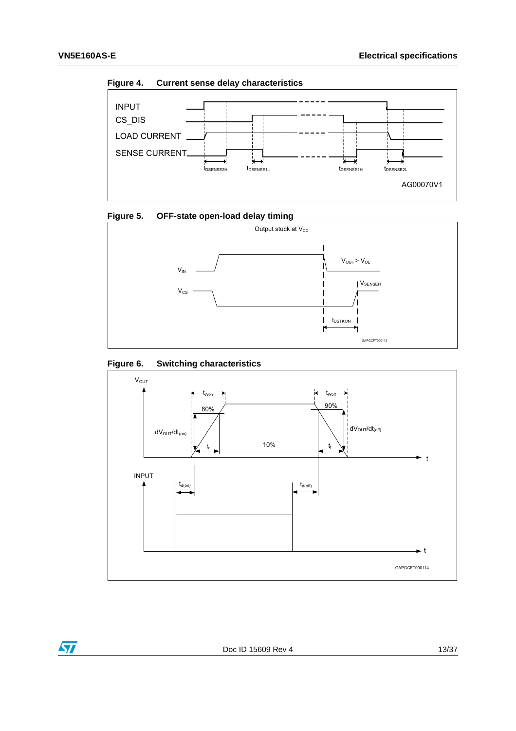**Figure 4. Current sense delay characteristics**

INPUT

CS_DIS

LOAD CURRENT

SENSE CURRENT

$t_{DSENSE2H}$ $t_{DSENSE1L}$ $t_{DSENSE1H}$ $t_{DSENSE2L}$

AG00070V1

**Figure 5. OFF-state open-load delay timing**

Output stuck at $V_{CC}$

$V_{IN}$

$V_{OUT} > V_{OL}$

$V_{CS}$

$V_{SENSEH}$

$t_{DSTKON}$

GAPGCFT000113

**Figure 6. Switching characteristics**

$V_{OUT}$

$t_{Won}$ $t_{Woff}$

80% 90%

$dV_{OUT}/dt_{(on)}$ $dV_{OUT}/dt_{(off)}$

$t_r$ 10% $t_f$

t

INPUT

$t_{d(on)}$ $t_{d(off)}$

t

GAPGCFT000114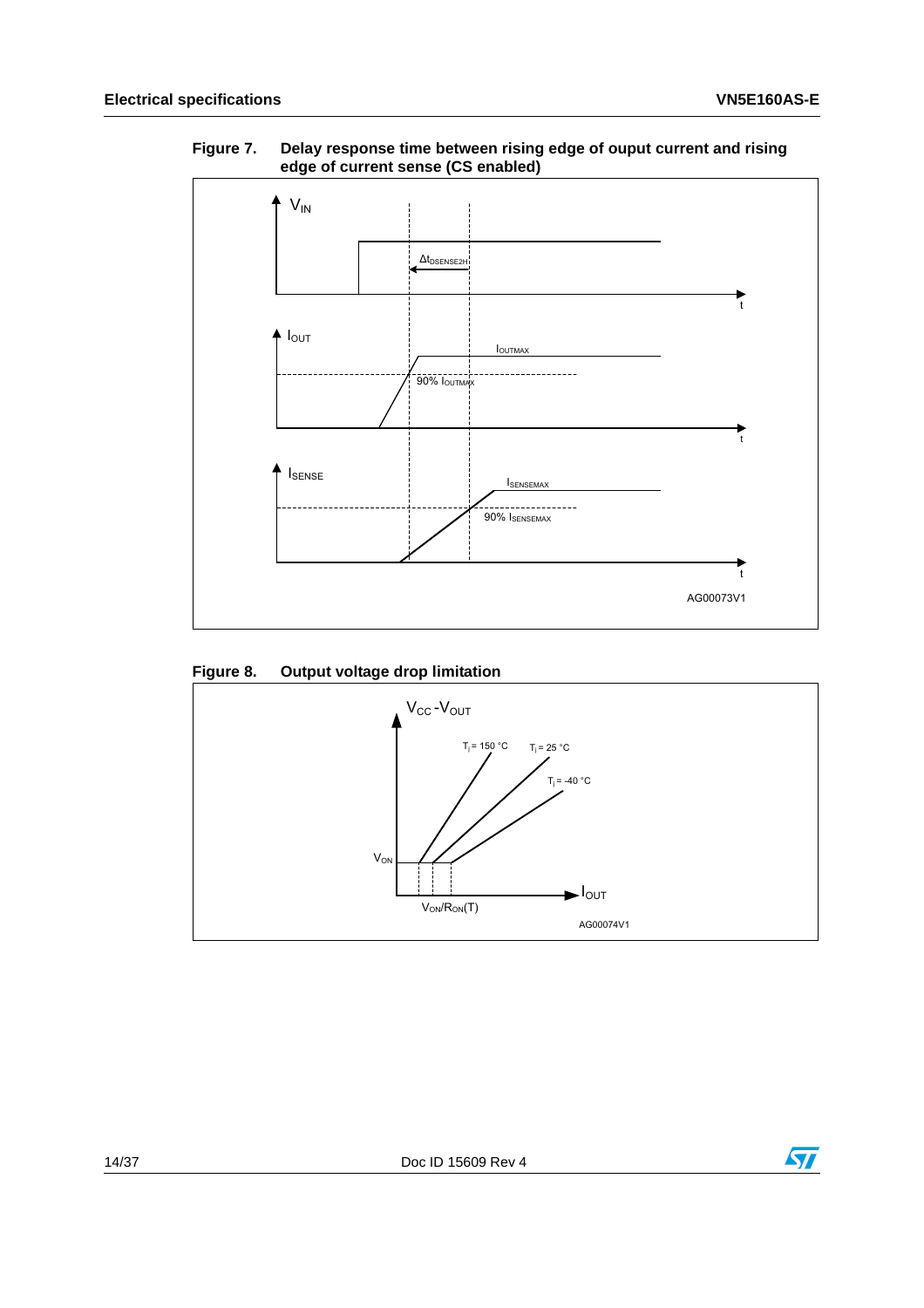**Figure 7. Delay response time between rising edge of ouput current and rising edge of current sense (CS enabled)**

**Figure 8. Output voltage drop limitation**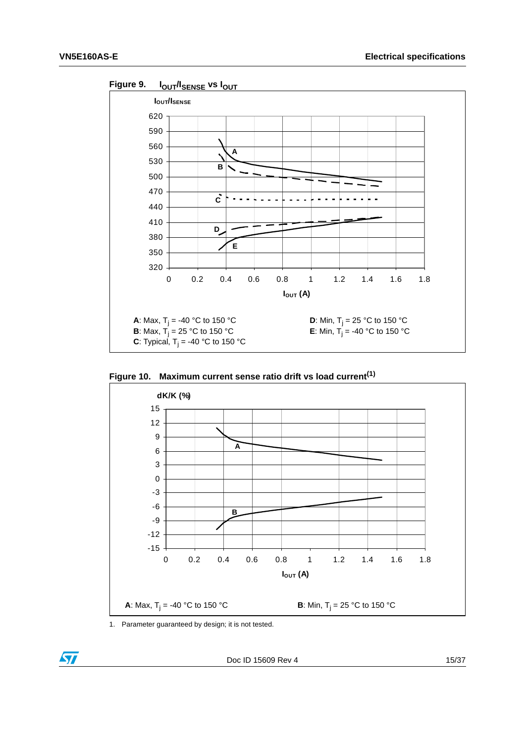Figure 9. $I_{OUT}/I_{SENSE}$ vs $I_{OUT}$

$I_{OUT}/I_{SENSE}$

$I_{OUT}$ (A)

**A**: Max, $T_j$ = -40 °C to 150 °C
**B**: Max, $T_j$ = 25 °C to 150 °C
**C**: Typical, $T_j$ = -40 °C to 150 °C
**D**: Min, $T_j$ = 25 °C to 150 °C
**E**: Min, $T_j$ = -40 °C to 150 °C

Figure 10. Maximum current sense ratio drift vs load current[1]

dK/K (%)

$I_{OUT}$ (A)

**A**: Max, $T_j$ = -40 °C to 150 °C
**B**: Min, $T_j$ = 25 °C to 150 °C

1. Parameter guaranteed by design; it is not tested.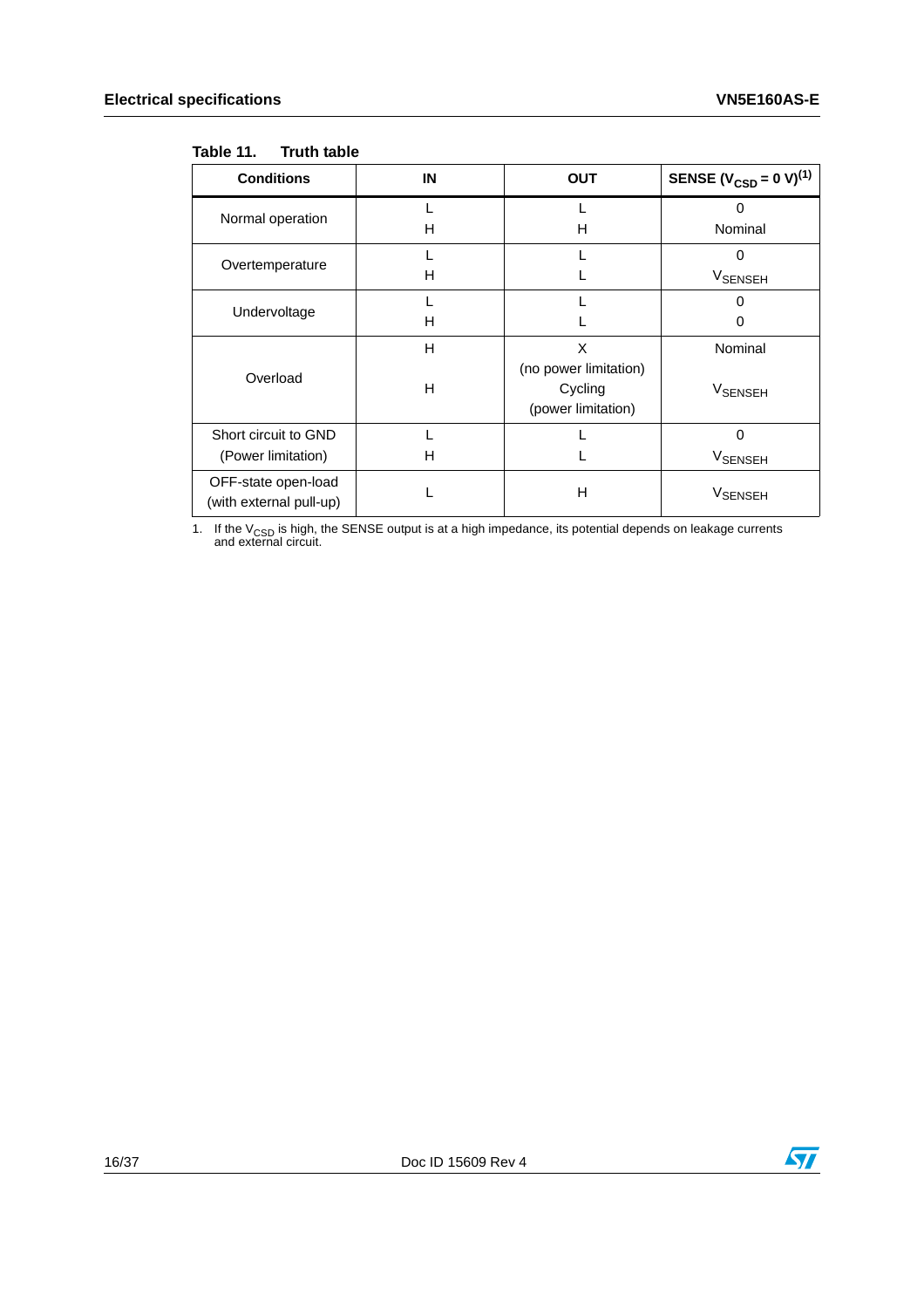**Table 11. Truth table**

| Conditions | IN | OUT | SENSE ($V_{CSD}$ = 0 V)[1] |
|---|---|---|---|
| Normal operation | L<br>H | L<br>H | 0<br>Nominal |
| Overtemperature | L<br>H | L<br>L | 0<br>$V_{SENSEH}$ |
| Undervoltage | L<br>H | L<br>L | 0<br>0 |
| Overload | H<br><br>H | X<br>(no power limitation)<br>Cycling<br>(power limitation) | Nominal<br><br>$V_{SENSEH}$ |
| Short circuit to GND<br>(Power limitation) | L<br>H | L<br>L | 0<br>$V_{SENSEH}$ |
| OFF-state open-load<br>(with external pull-up) | L | H | $V_{SENSEH}$ |

1. If the $V_{CSD}$ is high, the SENSE output is at a high impedance, its potential depends on leakage currents and external circuit.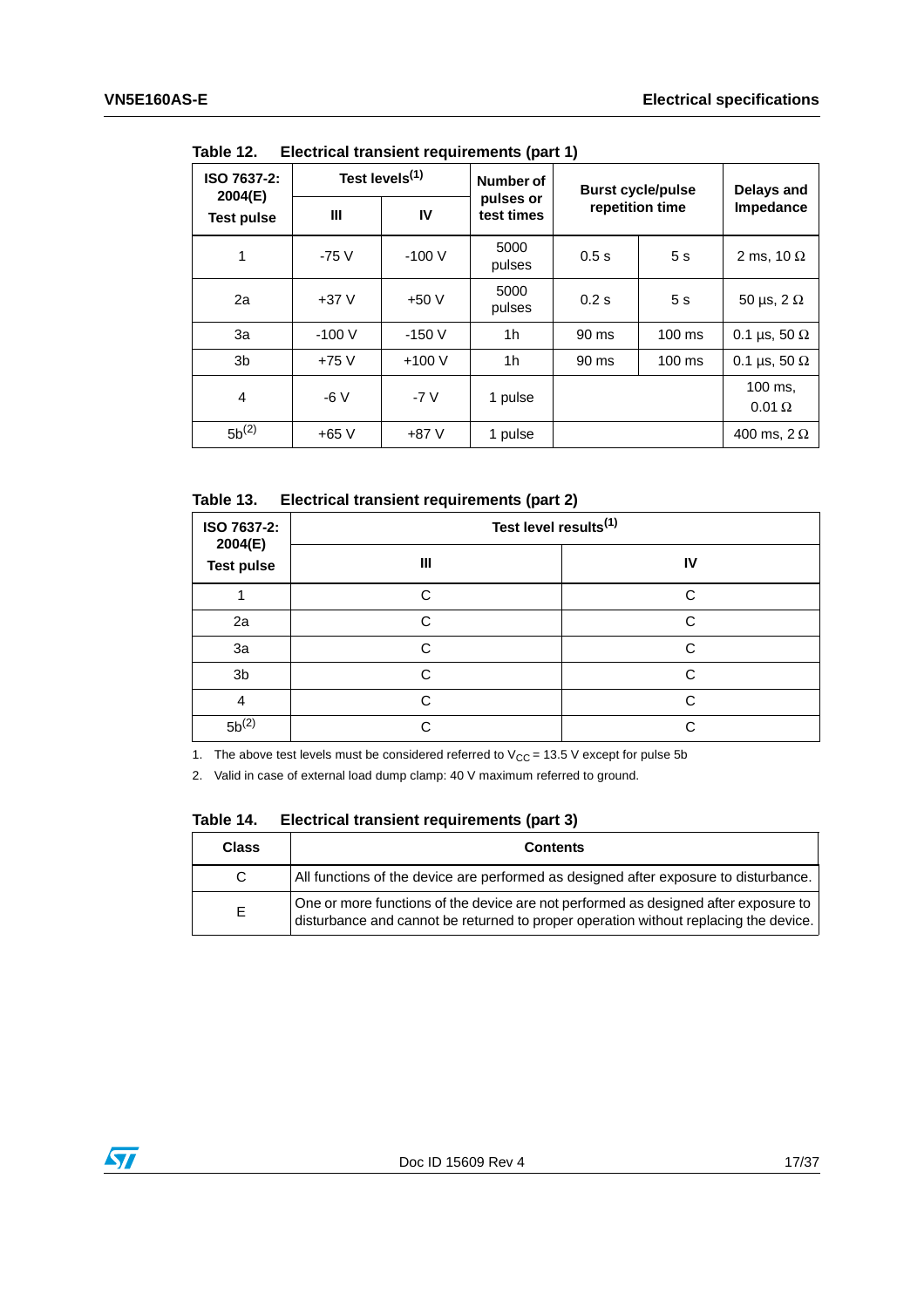Table 12. Electrical transient requirements (part 1)

| ISO 7637-2: 2004(E) Test pulse | Test levels[(1)] | | Number of pulses or test times | Burst cycle/pulse repetition time | | Delays and Impedance |
|---|---|---|---|---|---|---|
| | III | IV | | | | |
| 1 | -75 V | -100 V | 5000 pulses | 0.5 s | 5 s | 2 ms, 10 Ω |
| 2a | +37 V | +50 V | 5000 pulses | 0.2 s | 5 s | 50 µs, 2 Ω |
| 3a | -100 V | -150 V | 1h | 90 ms | 100 ms | 0.1 µs, 50 Ω |
| 3b | +75 V | +100 V | 1h | 90 ms | 100 ms | 0.1 µs, 50 Ω |
| 4 | -6 V | -7 V | 1 pulse | | | 100 ms, 0.01 Ω |
| 5b[(2)] | +65 V | +87 V | 1 pulse | | | 400 ms, 2 Ω |

Table 13. Electrical transient requirements (part 2)

| ISO 7637-2: 2004(E) Test pulse | Test level results[(1)] | |
|---|---|---|
| | III | IV |
| 1 | C | C |
| 2a | C | C |
| 3a | C | C |
| 3b | C | C |
| 4 | C | C |
| 5b[(2)] | C | C |

1. The above test levels must be considered referred to $V_{CC}$ = 13.5 V except for pulse 5b
2. Valid in case of external load dump clamp: 40 V maximum referred to ground.

Table 14. Electrical transient requirements (part 3)

| Class | Contents |
|---|---|
| C | All functions of the device are performed as designed after exposure to disturbance. |
| E | One or more functions of the device are not performed as designed after exposure to disturbance and cannot be returned to proper operation without replacing the device. |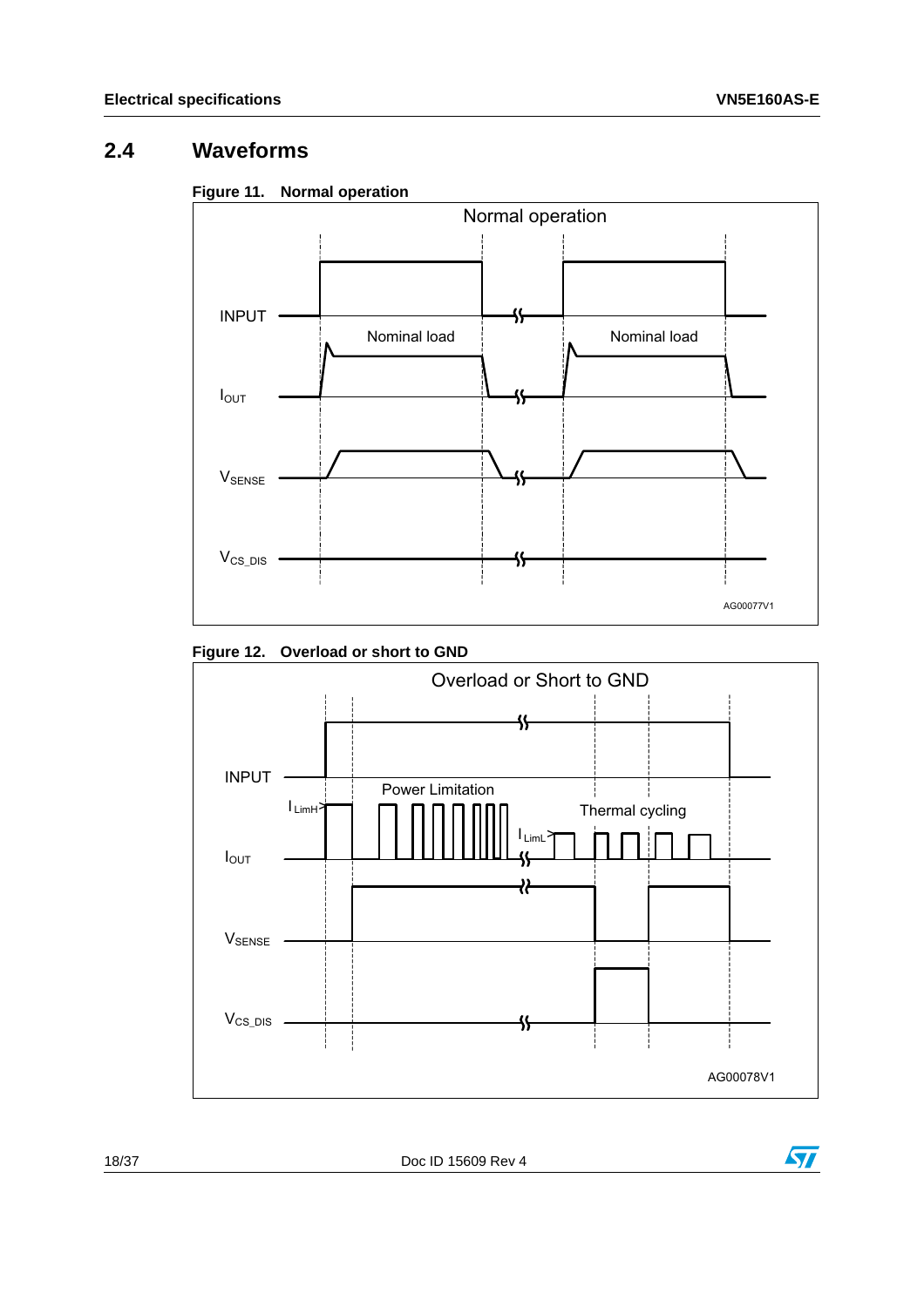## 2.4 Waveforms

**Figure 11. Normal operation**

**Figure 12. Overload or short to GND**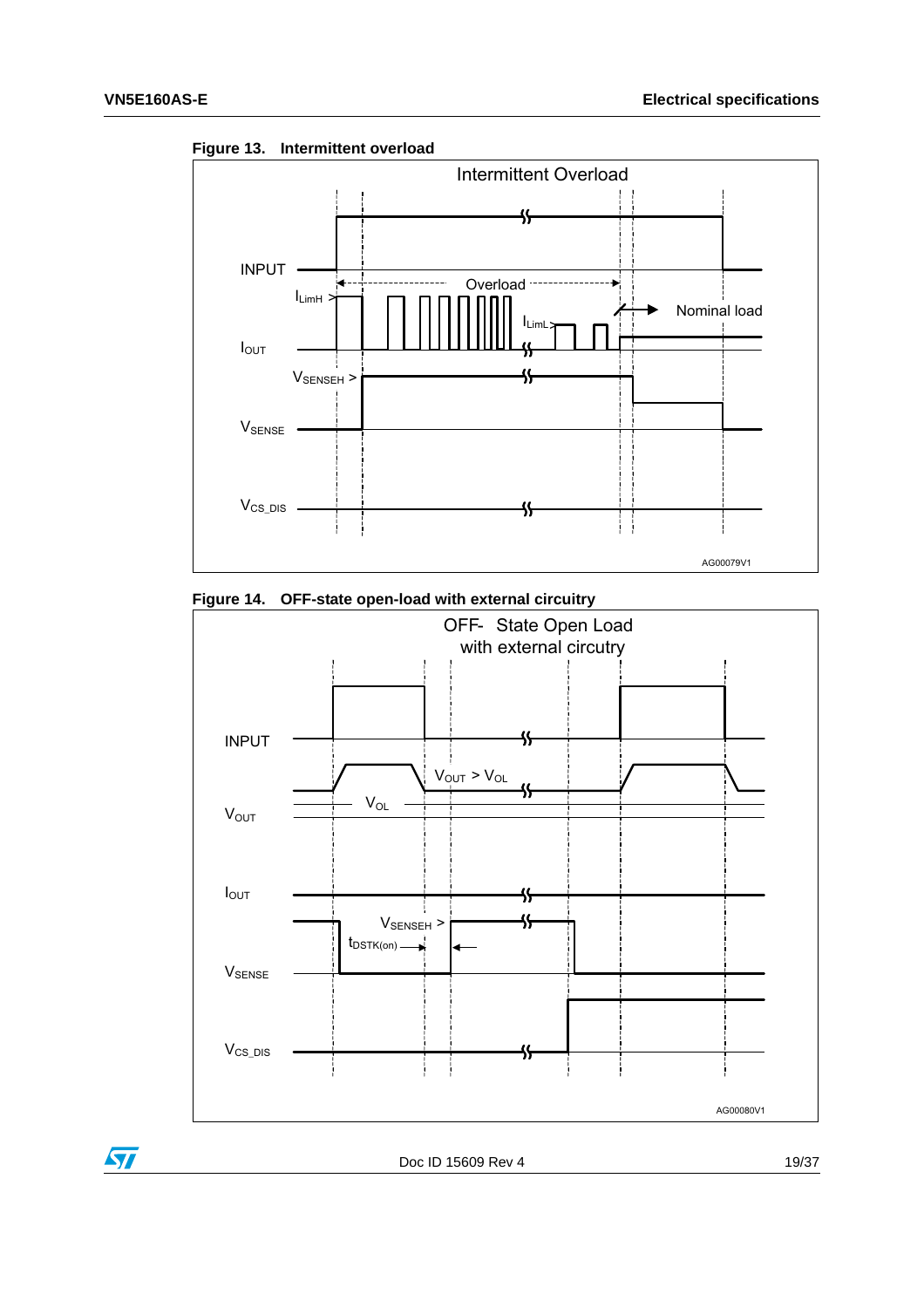**Figure 13. Intermittent overload**

**Figure 14. OFF-state open-load with external circuitry**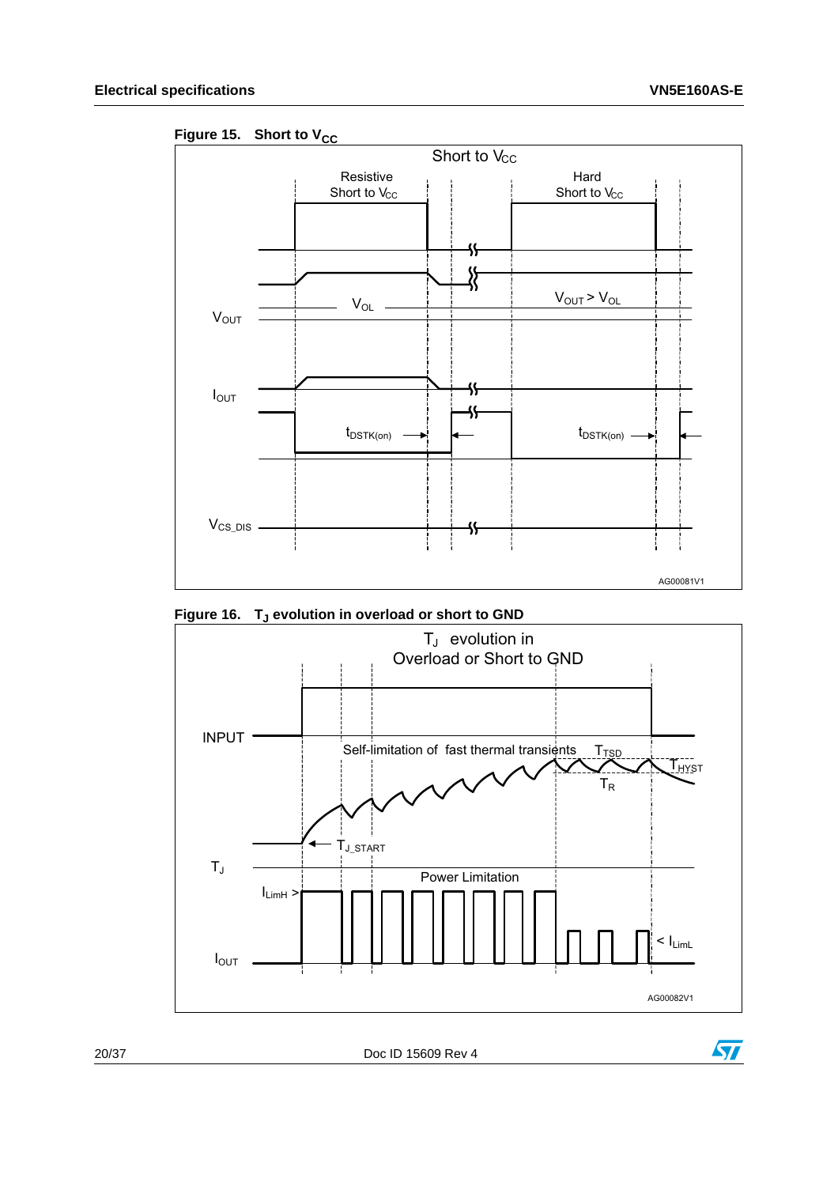Figure 15. Short to $V_{CC}$

Figure 16. $T_J$ evolution in overload or short to GND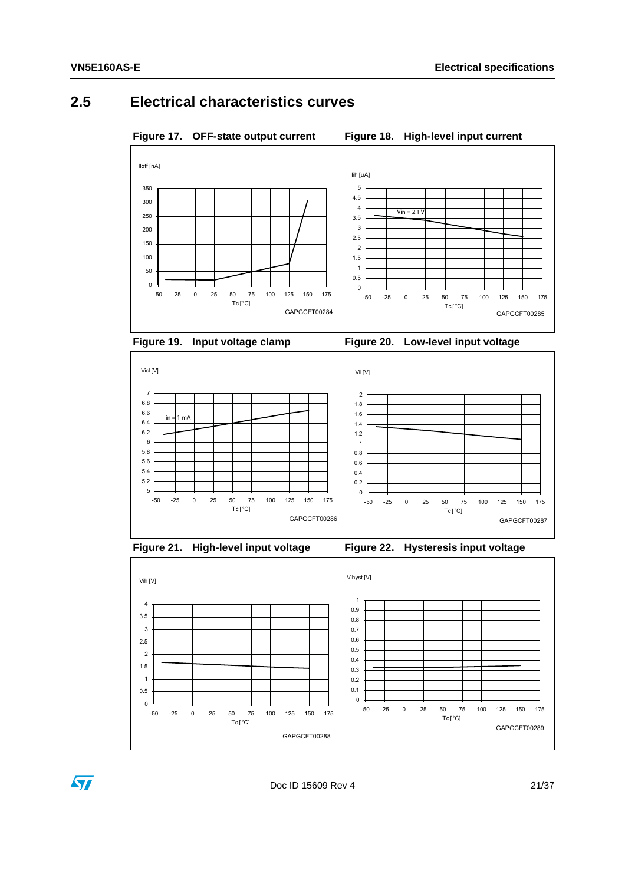## 2.5 Electrical characteristics curves

**Figure 17. OFF-state output current**

Iloff [nA]

Tc [°C]

GAPGCFT00284

**Figure 18. High-level input current**

Iih [uA]

Vin = 2.1 V

Tc [°C]

GAPGCFT00285

**Figure 19. Input voltage clamp**

Vicl [V]

Iin = 1 mA

Tc [°C]

GAPGCFT00286

**Figure 20. Low-level input voltage**

Vil [V]

Tc [°C]

GAPGCFT00287

**Figure 21. High-level input voltage**

Vih [V]

Tc [°C]

GAPGCFT00288

**Figure 22. Hysteresis input voltage**

Vihyst [V]

Tc [°C]

GAPGCFT00289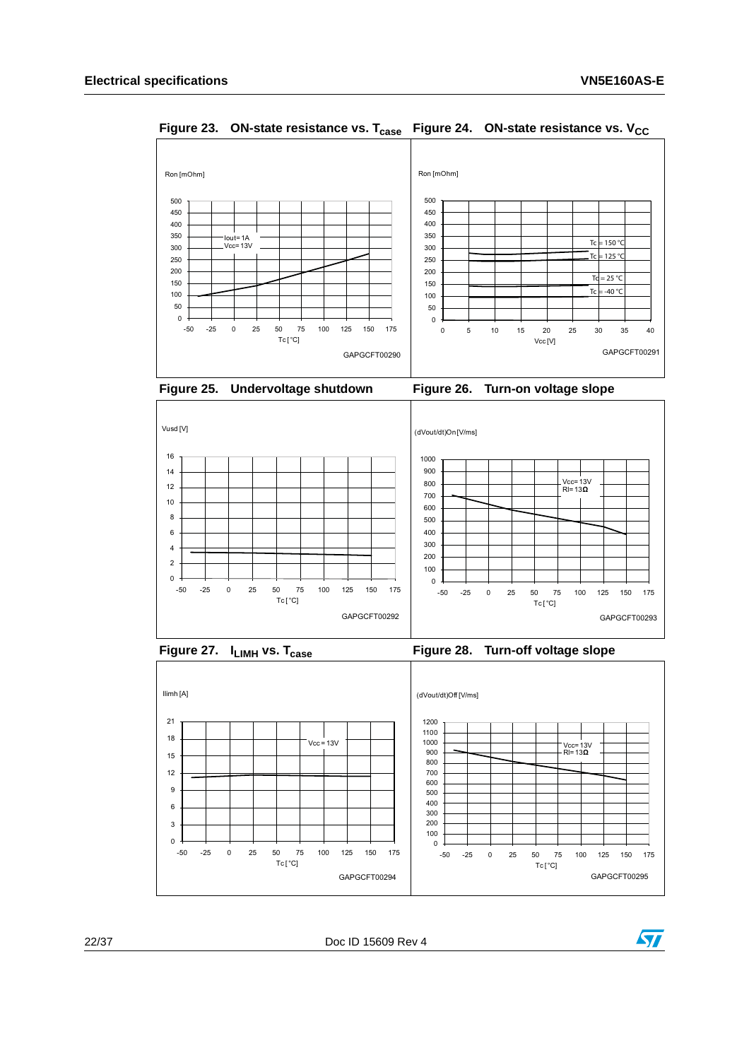**Figure 23. ON-state resistance vs. $T_{case}$**

Ron [mOhm]

Iout= 1A
Vcc= 13V

Tc [°C]

GAPGCFT00290

**Figure 24. ON-state resistance vs. $V_{CC}$**

Ron [mOhm]

Tc = 150 °C
Tc = 125 °C
Tc = 25 °C
Tc = -40 °C

Vcc [V]

GAPGCFT00291

**Figure 25. Undervoltage shutdown**

Vusd [V]

Tc [°C]

GAPGCFT00292

**Figure 26. Turn-on voltage slope**

(dVout/dt)On [V/ms]

Vcc= 13V
Rl= 13Ω

Tc [°C]

GAPGCFT00293

**Figure 27. $I_{LIMH}$ vs. $T_{case}$**

Ilimh [A]

Vcc = 13V

Tc [°C]

GAPGCFT00294

**Figure 28. Turn-off voltage slope**

(dVout/dt)Off [V/ms]

Vcc= 13V
Rl= 13Ω

Tc [°C]

GAPGCFT00295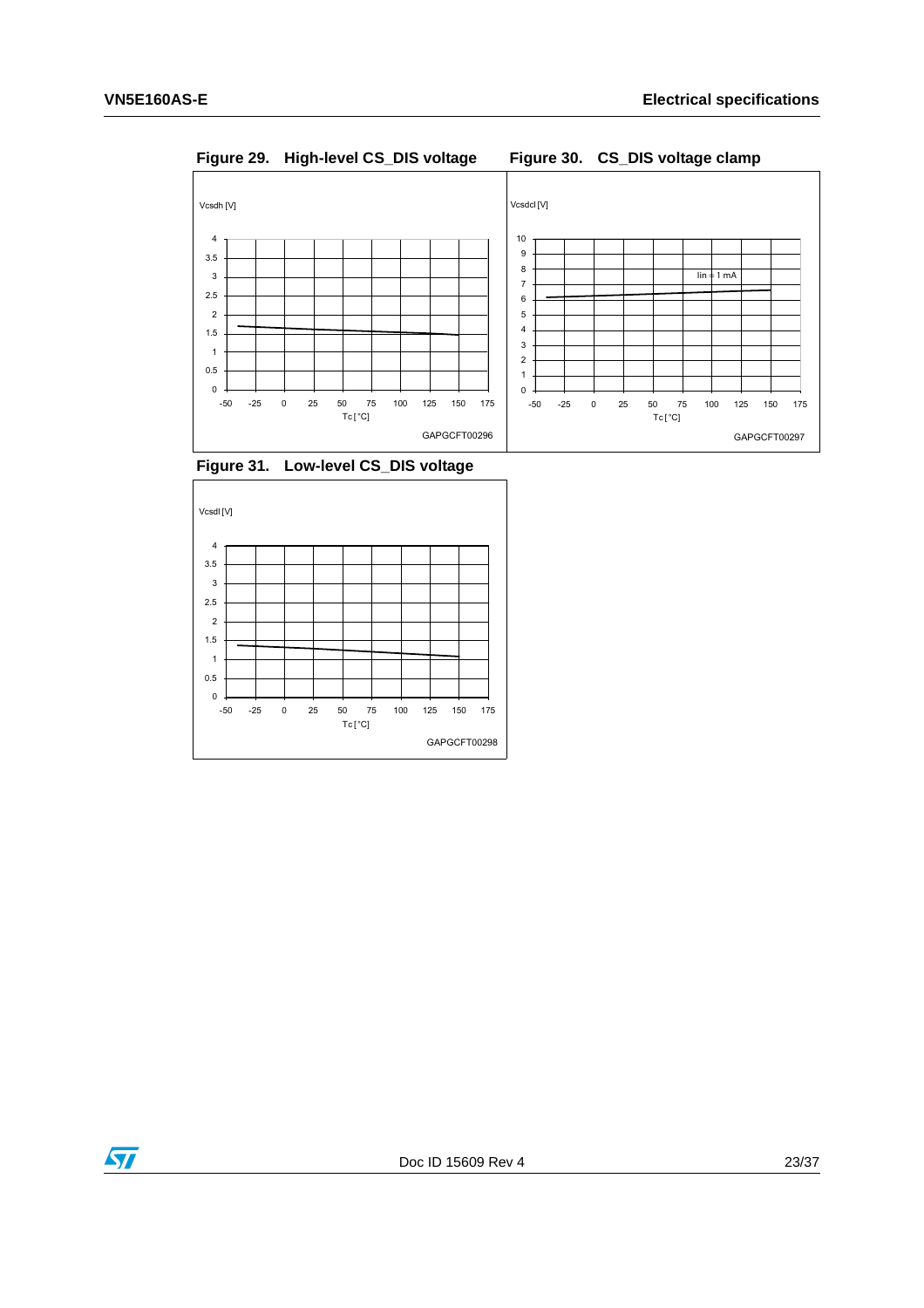**Figure 29. High-level CS_DIS voltage**

Vcsdh [V]

4
3.5
3
2.5
2
1.5
1
0.5
0

-50 -25 0 25 50 75 100 125 150 175

Tc [°C]

GAPGCFT00296

**Figure 30. CS_DIS voltage clamp**

Vcsdcl [V]

10
9
8
7
6
5
4
3
2
1
0

Iin = 1 mA

-50 -25 0 25 50 75 100 125 150 175

Tc [°C]

GAPGCFT00297

**Figure 31. Low-level CS_DIS voltage**

Vcsdl [V]

4
3.5
3
2.5
2
1.5
1
0.5
0

-50 -25 0 25 50 75 100 125 150 175

Tc [°C]

GAPGCFT00298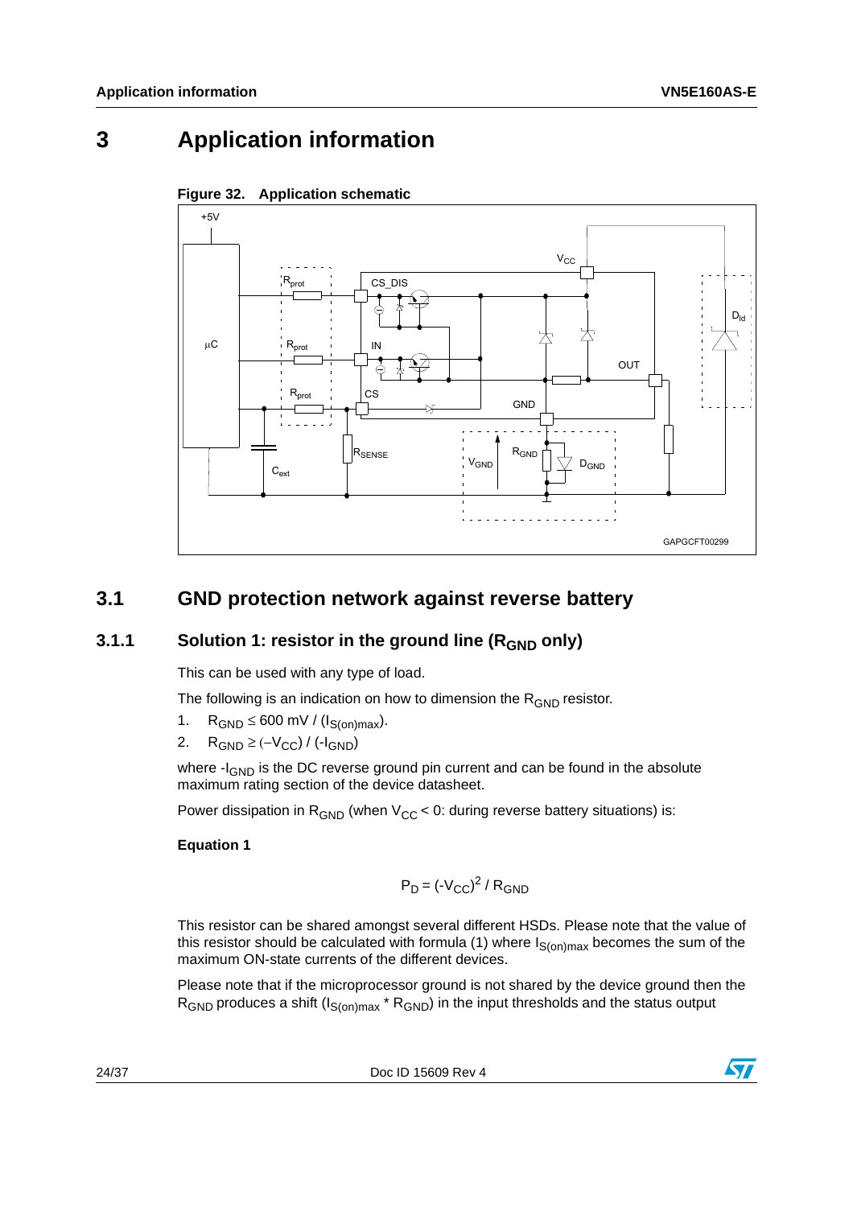# 3 Application information

**Figure 32. Application schematic**

## 3.1 GND protection network against reverse battery

### 3.1.1 Solution 1: resistor in the ground line ($R_{GND}$ only)

This can be used with any type of load.

The following is an indication on how to dimension the $R_{GND}$ resistor.

1. $R_{GND} \leq 600\ mV / (I_{S(on)max})$.
2. $R_{GND} \geq (-V_{CC}) / (-I_{GND})$

where $-I_{GND}$ is the DC reverse ground pin current and can be found in the absolute maximum rating section of the device datasheet.

Power dissipation in $R_{GND}$ (when $V_{CC} < 0$: during reverse battery situations) is:

**Equation 1**

$$P_D = (-V_{CC})^2 / R_{GND}$$

This resistor can be shared amongst several different HSDs. Please note that the value of this resistor should be calculated with formula (1) where $I_{S(on)max}$ becomes the sum of the maximum ON-state currents of the different devices.

Please note that if the microprocessor ground is not shared by the device ground then the $R_{GND}$ produces a shift ($I_{S(on)max} * R_{GND}$) in the input thresholds and the status output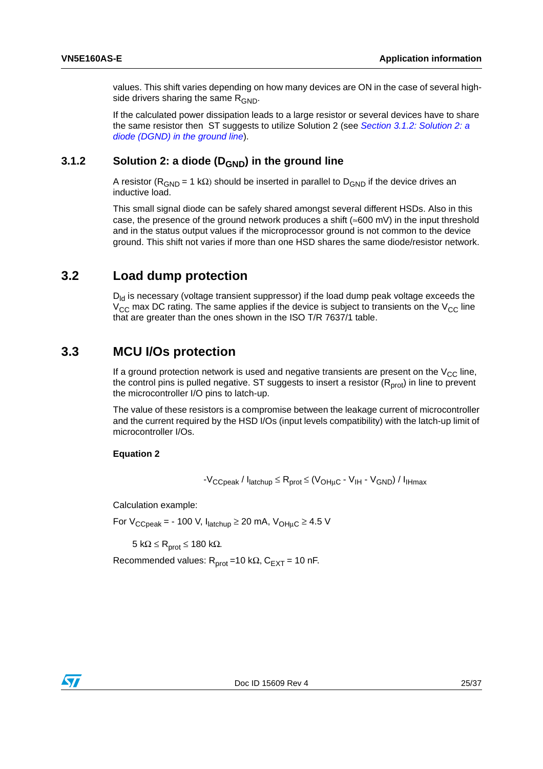values. This shift varies depending on how many devices are ON in the case of several high-side drivers sharing the same $R_{GND}$.

If the calculated power dissipation leads to a large resistor or several devices have to share the same resistor then ST suggests to utilize Solution 2 (see *Section 3.1.2: Solution 2: a diode (DGND) in the ground line*).

### 3.1.2 Solution 2: a diode ($D_{GND}$) in the ground line

A resistor ($R_{GND}$ = 1 kΩ) should be inserted in parallel to $D_{GND}$ if the device drives an inductive load.

This small signal diode can be safely shared amongst several different HSDs. Also in this case, the presence of the ground network produces a shift (≈600 mV) in the input threshold and in the status output values if the microprocessor ground is not common to the device ground. This shift not varies if more than one HSD shares the same diode/resistor network.

## 3.2 Load dump protection

$D_{ld}$ is necessary (voltage transient suppressor) if the load dump peak voltage exceeds the $V_{CC}$ max DC rating. The same applies if the device is subject to transients on the $V_{CC}$ line that are greater than the ones shown in the ISO T/R 7637/1 table.

## 3.3 MCU I/Os protection

If a ground protection network is used and negative transients are present on the $V_{CC}$ line, the control pins is pulled negative. ST suggests to insert a resistor ($R_{prot}$) in line to prevent the microcontroller I/O pins to latch-up.

The value of these resistors is a compromise between the leakage current of microcontroller and the current required by the HSD I/Os (input levels compatibility) with the latch-up limit of microcontroller I/Os.

**Equation 2**

$$-V_{CCpeak} / I_{latchup} \leq R_{prot} \leq (V_{OH\mu C} - V_{IH} - V_{GND}) / I_{IHmax}$$

Calculation example:

For $V_{CCpeak}$ = - 100 V, $I_{latchup} \geq$ 20 mA, $V_{OH\mu C} \geq$ 4.5 V

5 kΩ ≤ $R_{prot}$ ≤ 180 kΩ.

Recommended values: $R_{prot}$ =10 kΩ, $C_{EXT}$ = 10 nF.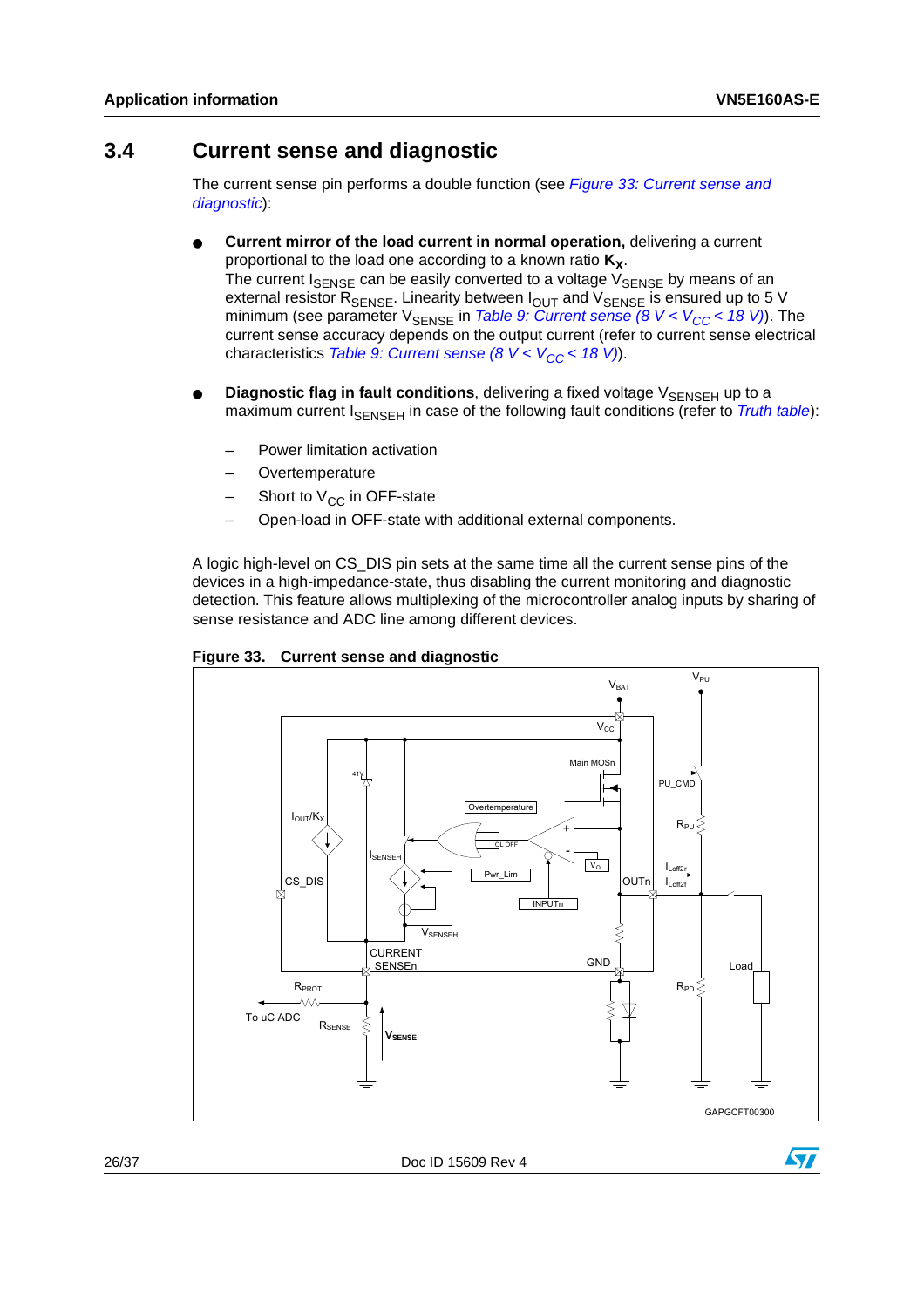## 3.4 Current sense and diagnostic

The current sense pin performs a double function (see *Figure 33: Current sense and diagnostic*):

- **Current mirror of the load current in normal operation,** delivering a current proportional to the load one according to a known ratio $\mathbf{K_X}$.
  The current $I_{SENSE}$ can be easily converted to a voltage $V_{SENSE}$ by means of an external resistor $R_{SENSE}$. Linearity between $I_{OUT}$ and $V_{SENSE}$ is ensured up to 5 V minimum (see parameter $V_{SENSE}$ in *Table 9: Current sense (8 V < $V_{CC}$ < 18 V)*). The current sense accuracy depends on the output current (refer to current sense electrical characteristics *Table 9: Current sense (8 V < $V_{CC}$ < 18 V)*).
- **Diagnostic flag in fault conditions**, delivering a fixed voltage $V_{SENSEH}$ up to a maximum current $I_{SENSEH}$ in case of the following fault conditions (refer to *Truth table*):
  - Power limitation activation
  - Overtemperature
  - Short to $V_{CC}$ in OFF-state
  - Open-load in OFF-state with additional external components.

A logic high-level on CS_DIS pin sets at the same time all the current sense pins of the devices in a high-impedance-state, thus disabling the current monitoring and diagnostic detection. This feature allows multiplexing of the microcontroller analog inputs by sharing of sense resistance and ADC line among different devices.

**Figure 33. Current sense and diagnostic**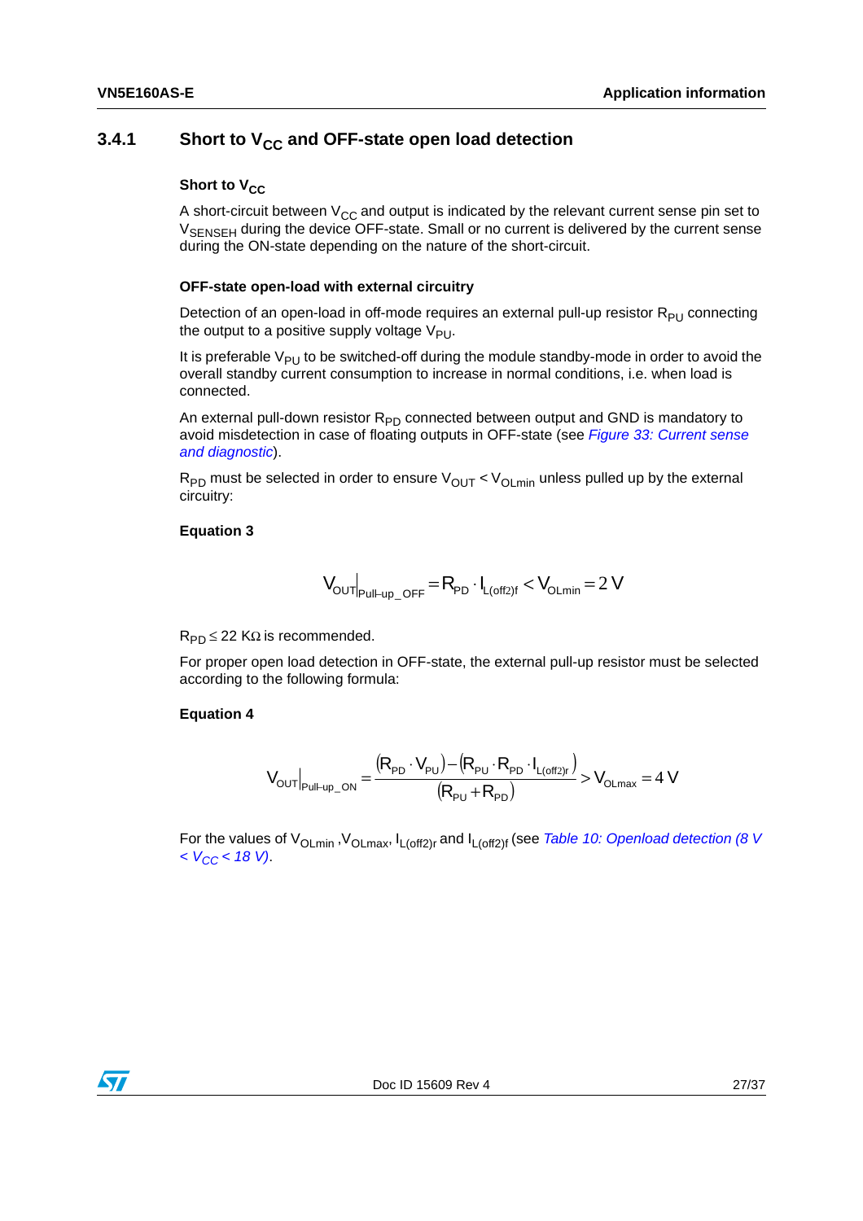### 3.4.1 Short to $V_{CC}$ and OFF-state open load detection

#### Short to $V_{CC}$

A short-circuit between $V_{CC}$ and output is indicated by the relevant current sense pin set to $V_{SENSEH}$ during the device OFF-state. Small or no current is delivered by the current sense during the ON-state depending on the nature of the short-circuit.

#### OFF-state open-load with external circuitry

Detection of an open-load in off-mode requires an external pull-up resistor $R_{PU}$ connecting the output to a positive supply voltage $V_{PU}$.

It is preferable $V_{PU}$ to be switched-off during the module standby-mode in order to avoid the overall standby current consumption to increase in normal conditions, i.e. when load is connected.

An external pull-down resistor $R_{PD}$ connected between output and GND is mandatory to avoid misdetection in case of floating outputs in OFF-state (see *Figure 33: Current sense and diagnostic*).

$R_{PD}$ must be selected in order to ensure $V_{OUT} < V_{OLmin}$ unless pulled up by the external circuitry:

**Equation 3**

$$V_{OUT}\big|_{Pull-up\_OFF} = R_{PD} \cdot I_{L(off2)f} < V_{OLmin} = 2\,V$$

$R_{PD} \leq 22\ K\Omega$ is recommended.

For proper open load detection in OFF-state, the external pull-up resistor must be selected according to the following formula:

**Equation 4**

$$V_{OUT}\big|_{Pull-up\_ON} = \frac{(R_{PD} \cdot V_{PU}) - (R_{PU} \cdot R_{PD} \cdot I_{L(off2)r})}{(R_{PU} + R_{PD})} > V_{OLmax} = 4\,V$$

For the values of $V_{OLmin}$ ,$V_{OLmax}$, $I_{L(off2)r}$ and $I_{L(off2)f}$ (see *Table 10: Openload detection (8 V < $V_{CC}$ < 18 V)*.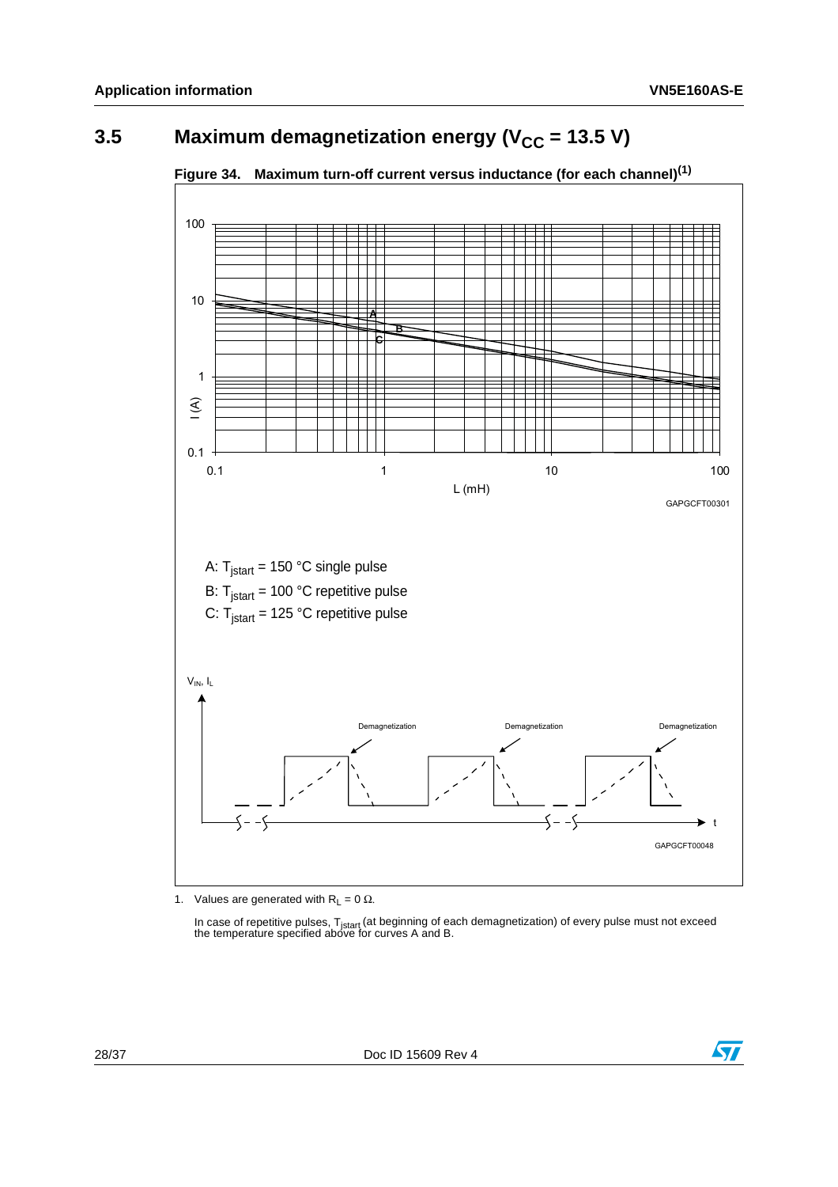## 3.5 Maximum demagnetization energy ($V_{CC}$ = 13.5 V)

**Figure 34. Maximum turn-off current versus inductance (for each channel)[(1)]**

A: $T_{jstart}$ = 150 °C single pulse

B: $T_{jstart}$ = 100 °C repetitive pulse

C: $T_{jstart}$ = 125 °C repetitive pulse

1. Values are generated with $R_L$ = 0 Ω.

   In case of repetitive pulses, $T_{jstart}$ (at beginning of each demagnetization) of every pulse must not exceed the temperature specified above for curves A and B.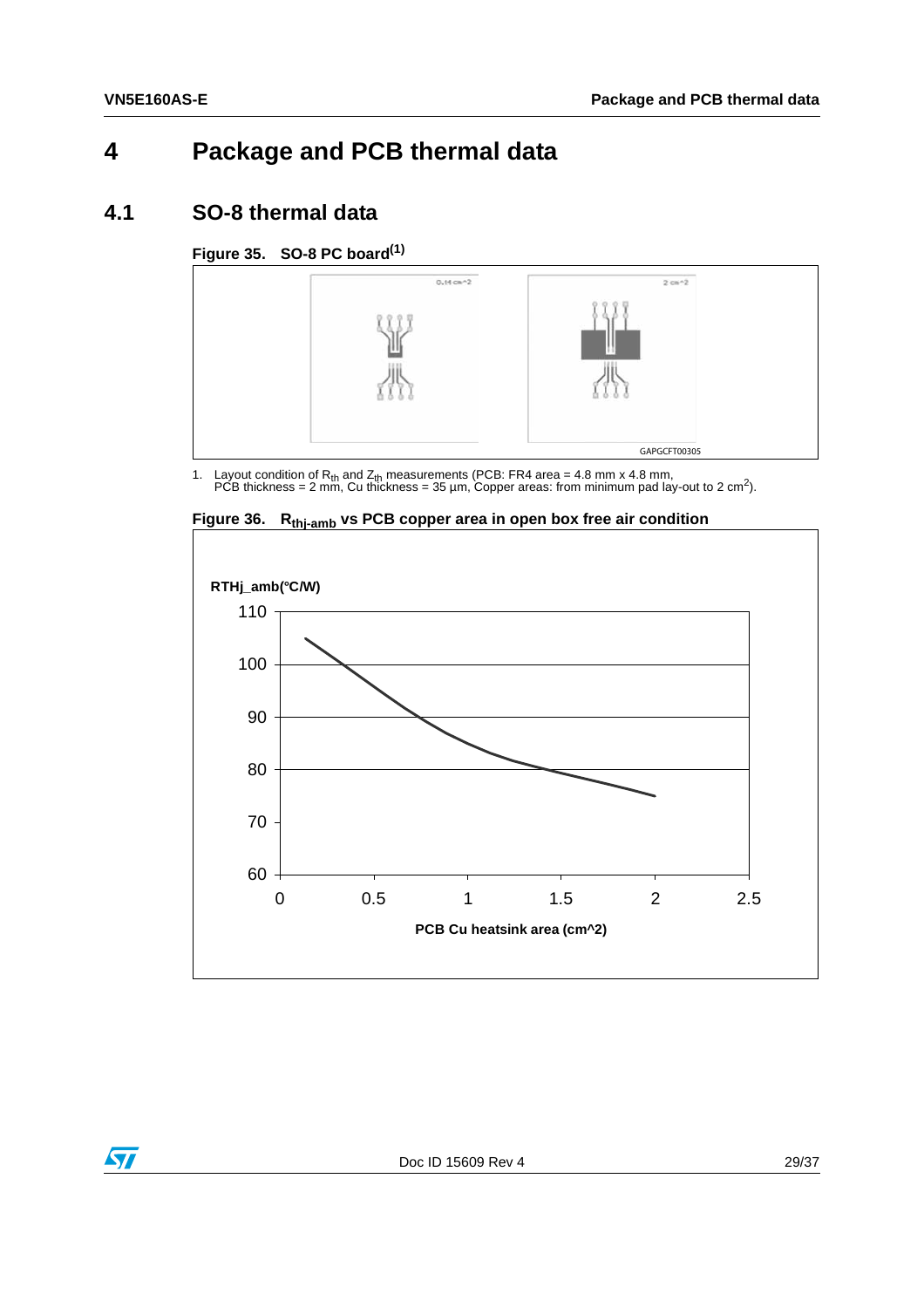# 4 Package and PCB thermal data

## 4.1 SO-8 thermal data

**Figure 35. SO-8 PC board[(1)]**

1. Layout condition of $R_{th}$ and $Z_{th}$ measurements (PCB: FR4 area = 4.8 mm x 4.8 mm, PCB thickness = 2 mm, Cu thickness = 35 µm, Copper areas: from minimum pad lay-out to 2 $cm^2$).

**Figure 36. $R_{thj-amb}$ vs PCB copper area in open box free air condition**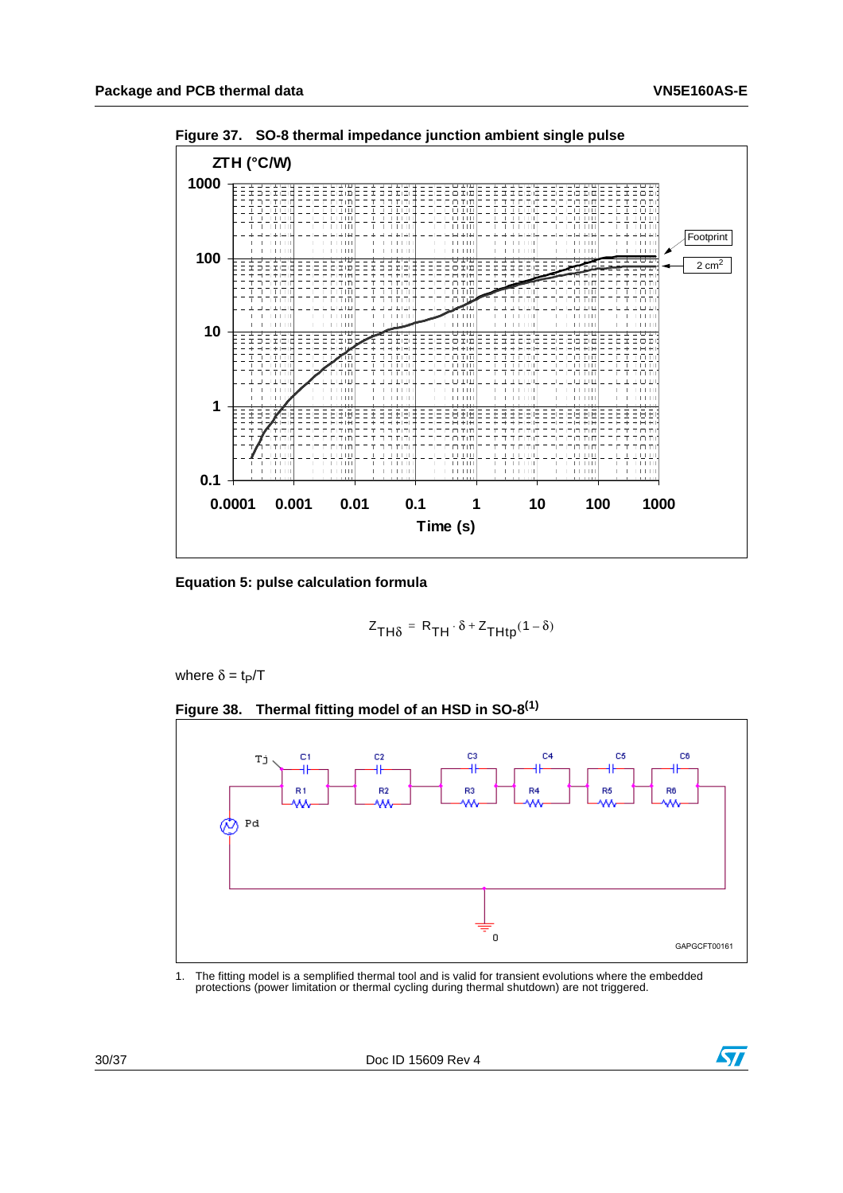**Figure 37. SO-8 thermal impedance junction ambient single pulse**

**Equation 5: pulse calculation formula**

$$Z_{TH\delta} = R_{TH} \cdot \delta + Z_{THtp}(1 - \delta)$$

where $\delta = t_P/T$

**Figure 38. Thermal fitting model of an HSD in SO-8(1)**

1. The fitting model is a semplified thermal tool and is valid for transient evolutions where the embedded protections (power limitation or thermal cycling during thermal shutdown) are not triggered.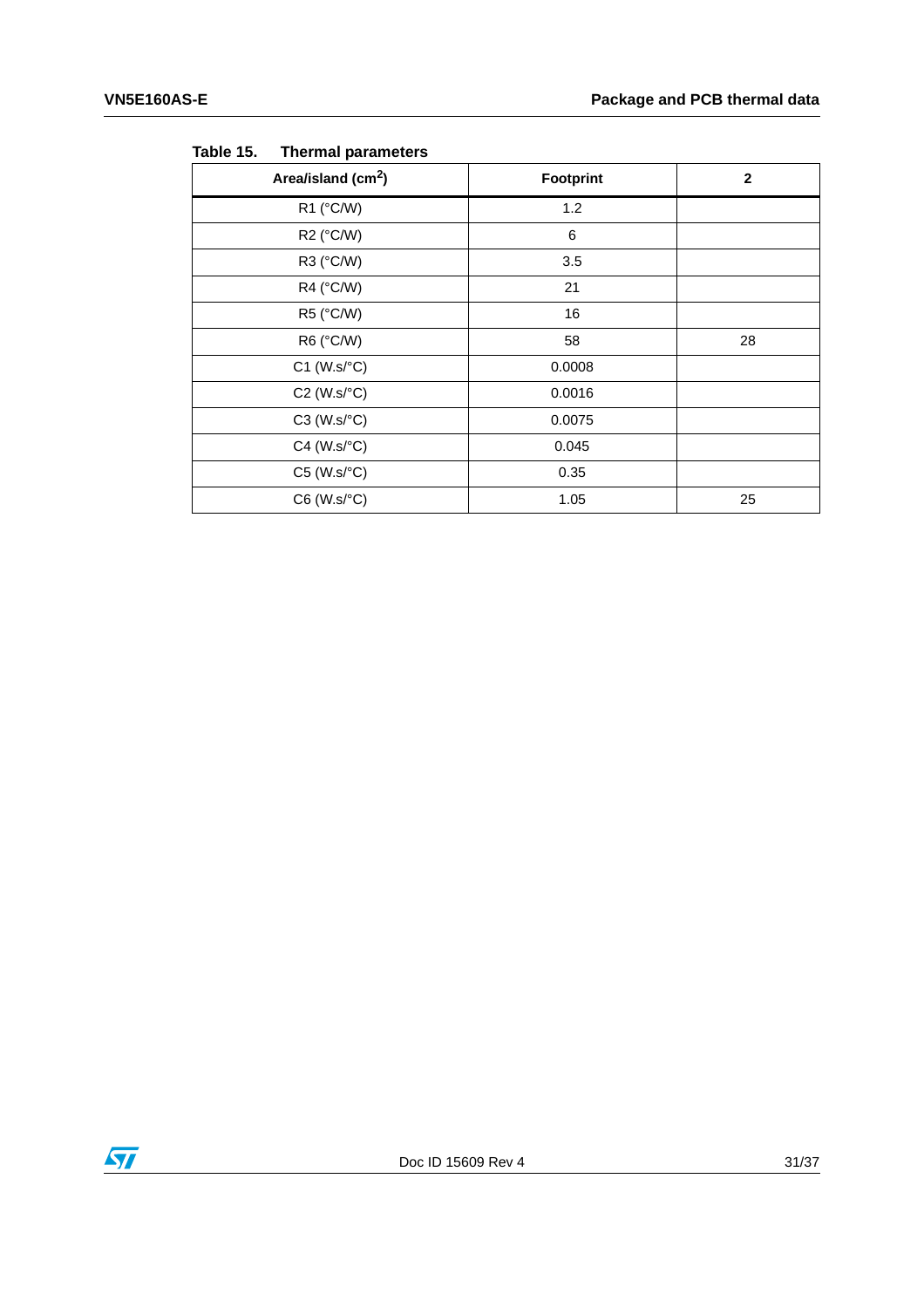Table 15. Thermal parameters

| Area/island ($cm^2$) | Footprint | 2 |
|---|---|---|
| R1 (°C/W) | 1.2 | |
| R2 (°C/W) | 6 | |
| R3 (°C/W) | 3.5 | |
| R4 (°C/W) | 21 | |
| R5 (°C/W) | 16 | |
| R6 (°C/W) | 58 | 28 |
| C1 (W.s/°C) | 0.0008 | |
| C2 (W.s/°C) | 0.0016 | |
| C3 (W.s/°C) | 0.0075 | |
| C4 (W.s/°C) | 0.045 | |
| C5 (W.s/°C) | 0.35 | |
| C6 (W.s/°C) | 1.05 | 25 |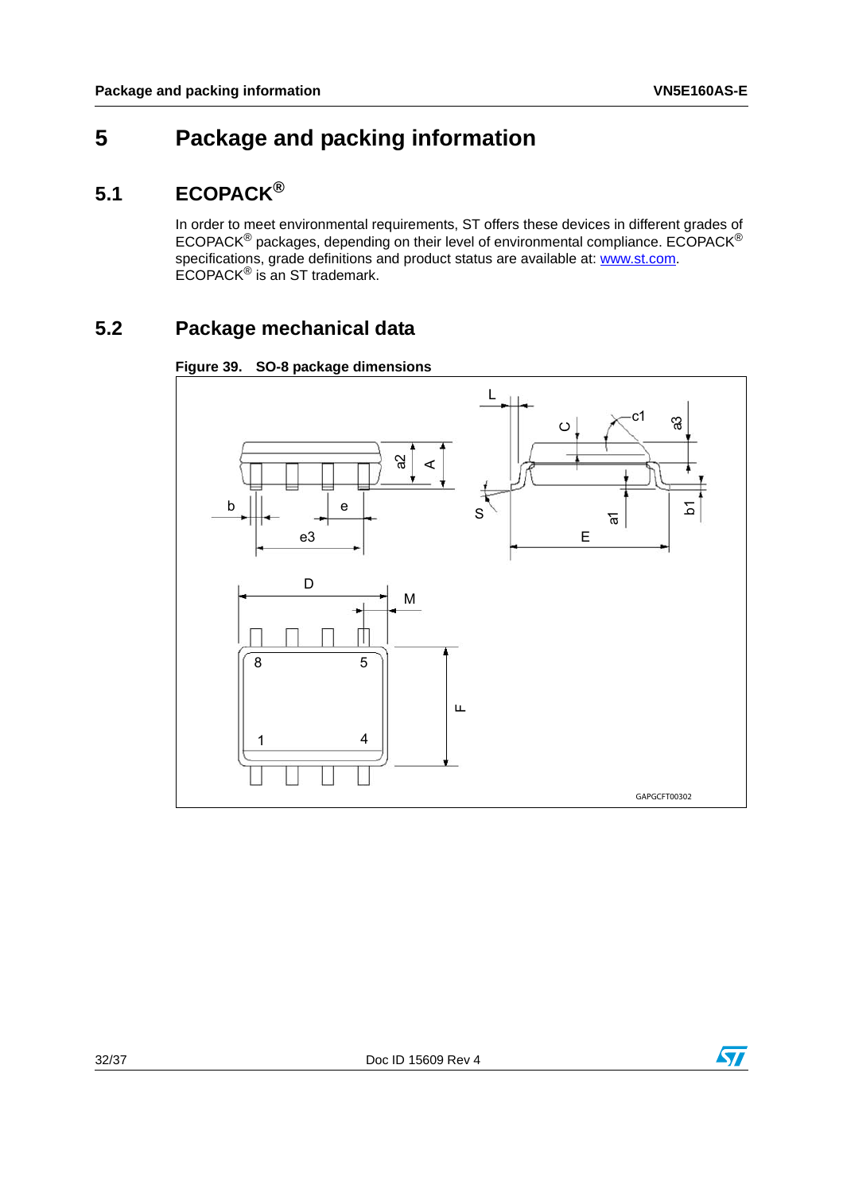# 5 Package and packing information

## 5.1 ECOPACK®

In order to meet environmental requirements, ST offers these devices in different grades of ECOPACK® packages, depending on their level of environmental compliance. ECOPACK® specifications, grade definitions and product status are available at: www.st.com. ECOPACK® is an ST trademark.

## 5.2 Package mechanical data

**Figure 39. SO-8 package dimensions**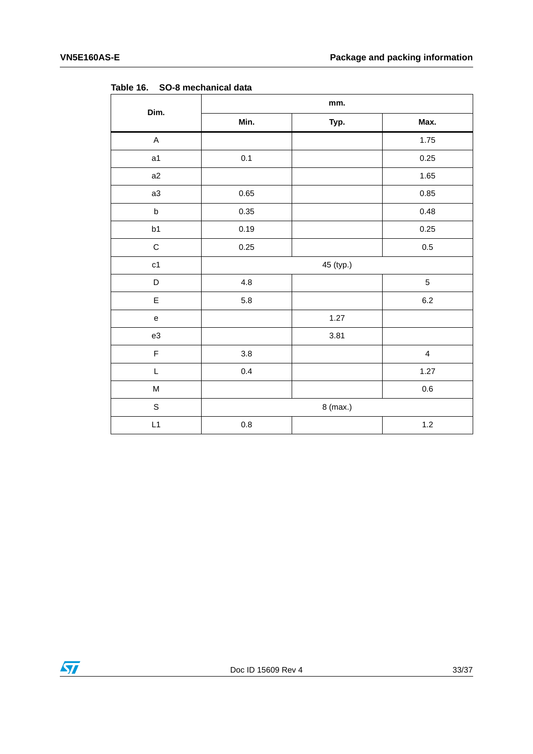**Table 16. SO-8 mechanical data**

| Dim. | mm. | | |
|---|---|---|---|
| | Min. | Typ. | Max. |
| A | | | 1.75 |
| a1 | 0.1 | | 0.25 |
| a2 | | | 1.65 |
| a3 | 0.65 | | 0.85 |
| b | 0.35 | | 0.48 |
| b1 | 0.19 | | 0.25 |
| C | 0.25 | | 0.5 |
| c1 | 45 (typ.) | | |
| D | 4.8 | | 5 |
| E | 5.8 | | 6.2 |
| e | | 1.27 | |
| e3 | | 3.81 | |
| F | 3.8 | | 4 |
| L | 0.4 | | 1.27 |
| M | | | 0.6 |
| S | 8 (max.) | | |
| L1 | 0.8 | | 1.2 |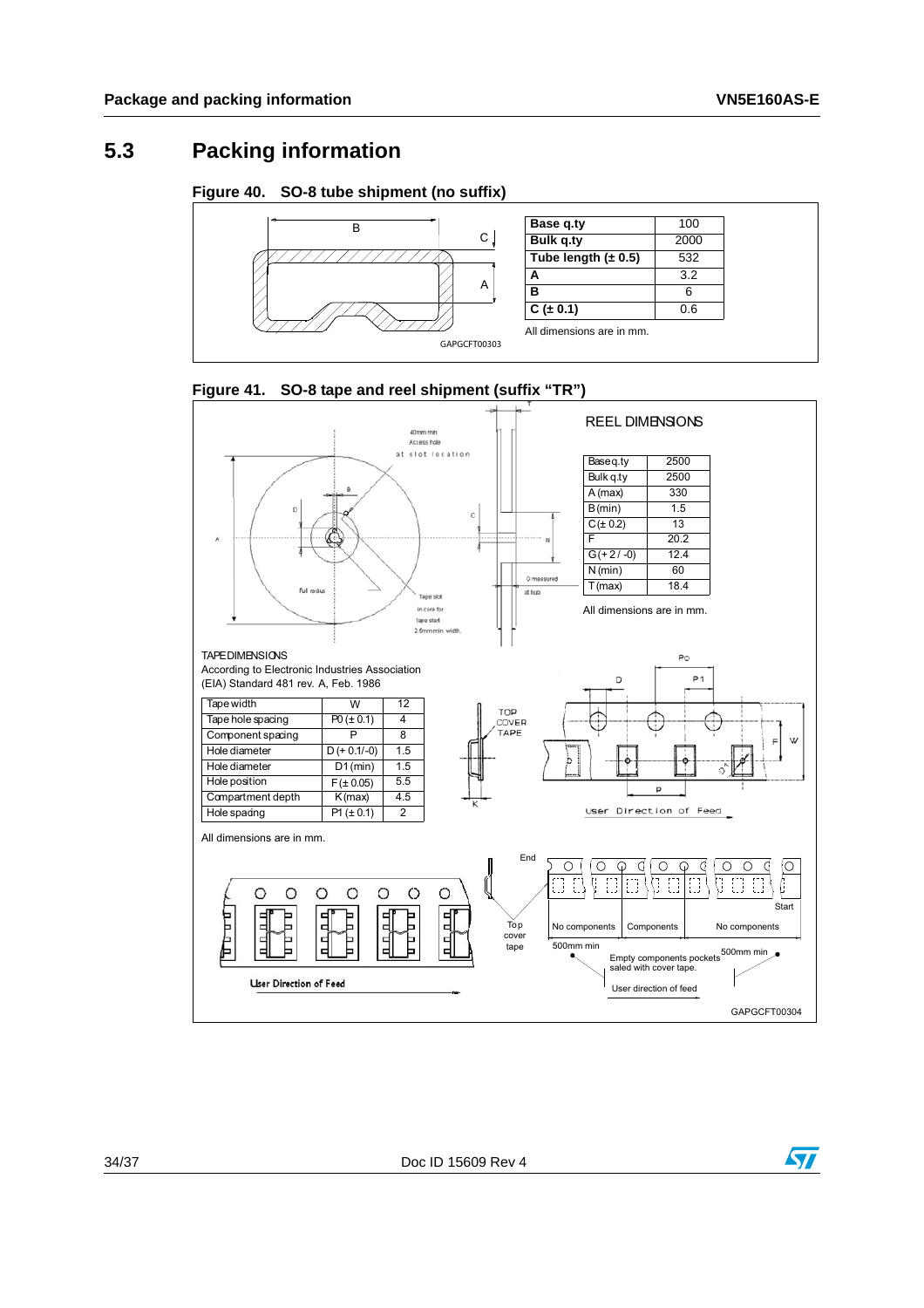## 5.3 Packing information

**Figure 40. SO-8 tube shipment (no suffix)**

| Base q.ty | 100 |
|---|---|
| Bulk q.ty | 2000 |
| Tube length (± 0.5) | 532 |
| A | 3.2 |
| B | 6 |
| C (± 0.1) | 0.6 |

All dimensions are in mm.

GAPGCFT00303

**Figure 41. SO-8 tape and reel shipment (suffix "TR")**

REEL DIMENSIONS

| Base q.ty | 2500 |
|---|---|
| Bulk q.ty | 2500 |
| A (max) | 330 |
| B (min) | 1.5 |
| C (± 0.2) | 13 |
| F | 20.2 |
| G (+ 2 / -0) | 12.4 |
| N (min) | 60 |
| T (max) | 18.4 |

All dimensions are in mm.

TAPE DIMENSIONS
According to Electronic Industries Association (EIA) Standard 481 rev. A, Feb. 1986

| Tape width | W | 12 |
|---|---|---|
| Tape hole spacing | P0 (± 0.1) | 4 |
| Component spacing | P | 8 |
| Hole diameter | D (+ 0.1/-0) | 1.5 |
| Hole diameter | D1 (min) | 1.5 |
| Hole position | F (± 0.05) | 5.5 |
| Compartment depth | K (max) | 4.5 |
| Hole spacing | P1 (± 0.1) | 2 |

All dimensions are in mm.

GAPGCFT00304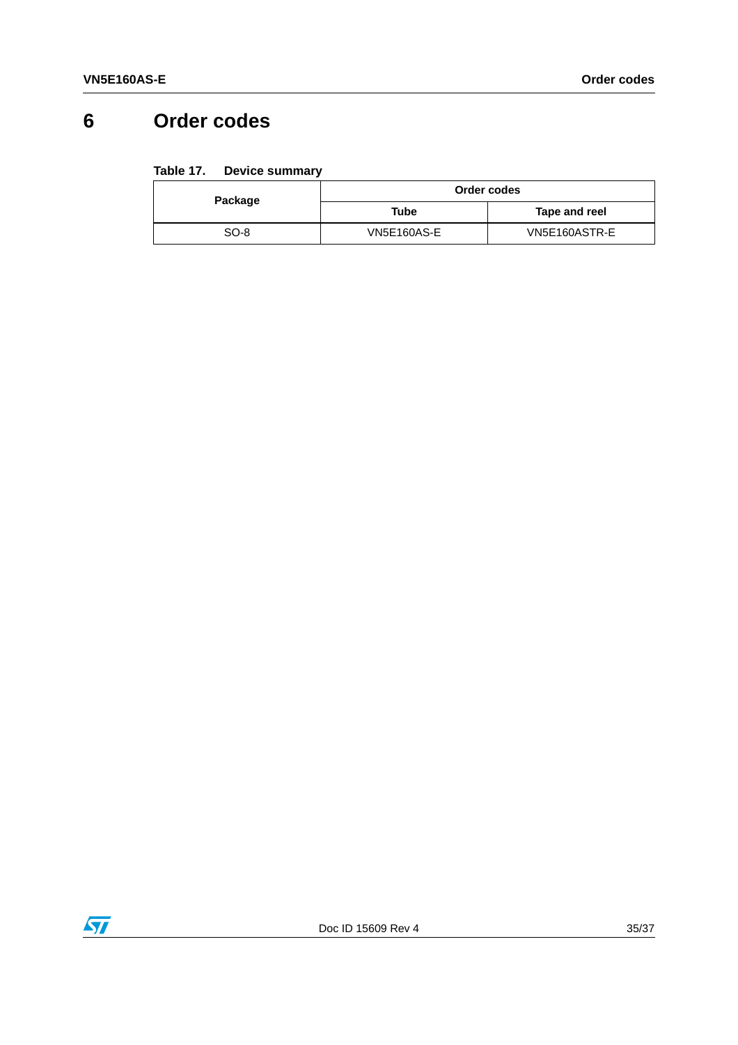# 6 Order codes

**Table 17. Device summary**

| Package | Order codes | |
|---|---|---|
| | Tube | Tape and reel |
| SO-8 | VN5E160AS-E | VN5E160ASTR-E |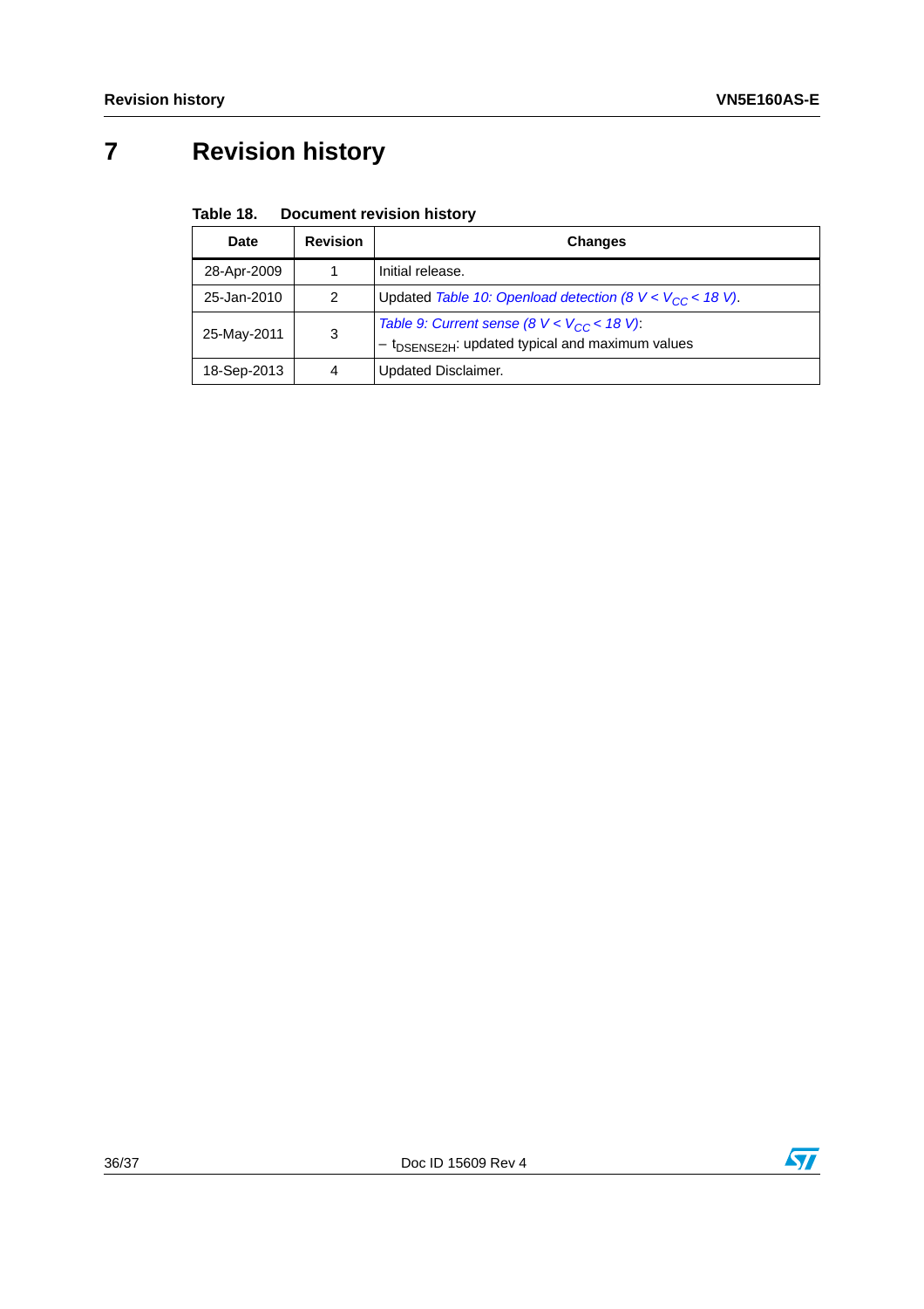# 7 Revision history

**Table 18. Document revision history**

| Date | Revision | Changes |
|---|---|---|
| 28-Apr-2009 | 1 | Initial release. |
| 25-Jan-2010 | 2 | Updated *Table 10: Openload detection (8 V < $V_{CC}$ < 18 V)*. |
| 25-May-2011 | 3 | *Table 9: Current sense (8 V < $V_{CC}$ < 18 V)*: <br> – $t_{DSENSE2H}$: updated typical and maximum values |
| 18-Sep-2013 | 4 | Updated Disclaimer. |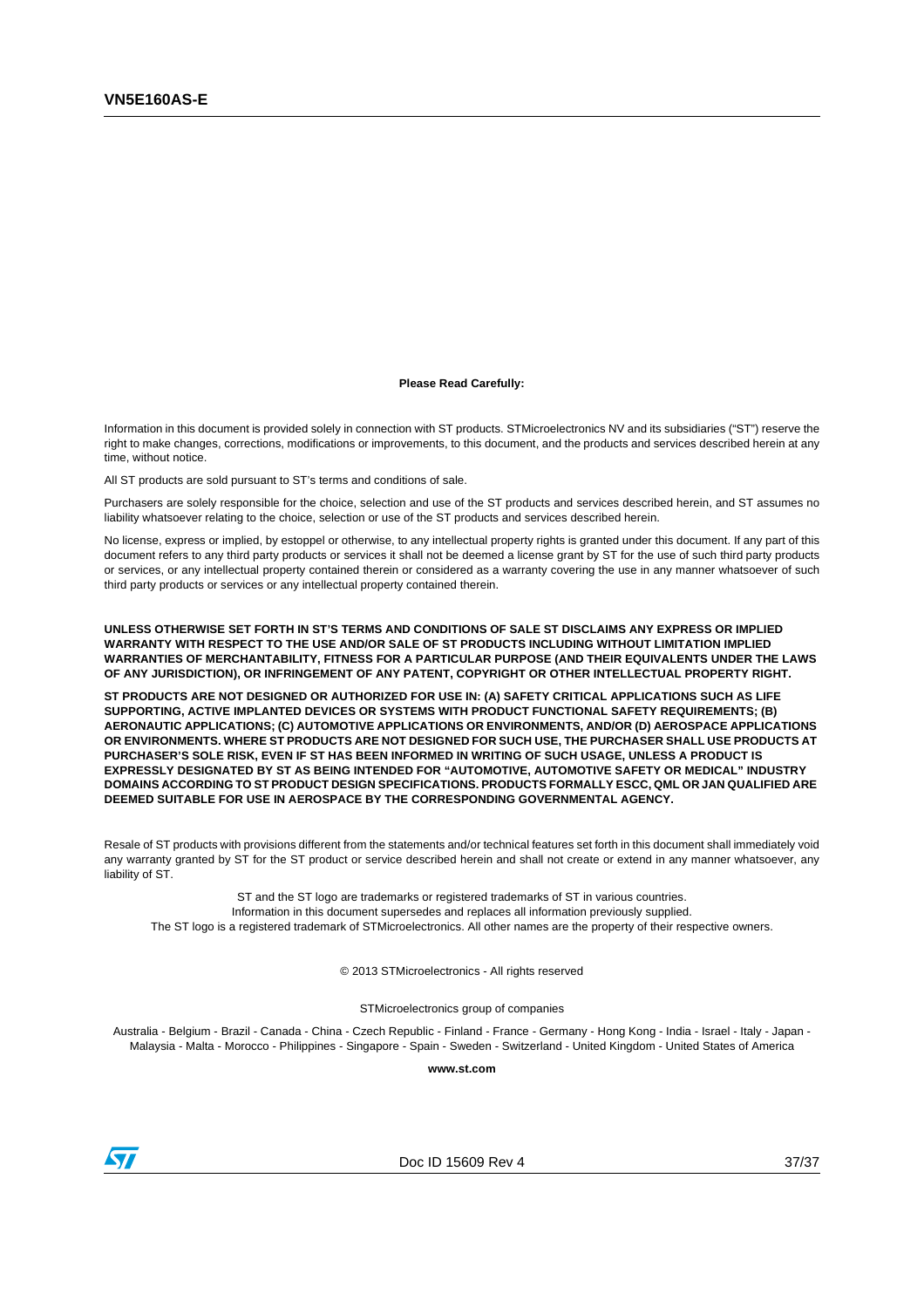**Please Read Carefully:**

Information in this document is provided solely in connection with ST products. STMicroelectronics NV and its subsidiaries ("ST") reserve the right to make changes, corrections, modifications or improvements, to this document, and the products and services described herein at any time, without notice.

All ST products are sold pursuant to ST's terms and conditions of sale.

Purchasers are solely responsible for the choice, selection and use of the ST products and services described herein, and ST assumes no liability whatsoever relating to the choice, selection or use of the ST products and services described herein.

No license, express or implied, by estoppel or otherwise, to any intellectual property rights is granted under this document. If any part of this document refers to any third party products or services it shall not be deemed a license grant by ST for the use of such third party products or services, or any intellectual property contained therein or considered as a warranty covering the use in any manner whatsoever of such third party products or services or any intellectual property contained therein.

**UNLESS OTHERWISE SET FORTH IN ST'S TERMS AND CONDITIONS OF SALE ST DISCLAIMS ANY EXPRESS OR IMPLIED WARRANTY WITH RESPECT TO THE USE AND/OR SALE OF ST PRODUCTS INCLUDING WITHOUT LIMITATION IMPLIED WARRANTIES OF MERCHANTABILITY, FITNESS FOR A PARTICULAR PURPOSE (AND THEIR EQUIVALENTS UNDER THE LAWS OF ANY JURISDICTION), OR INFRINGEMENT OF ANY PATENT, COPYRIGHT OR OTHER INTELLECTUAL PROPERTY RIGHT.**

**ST PRODUCTS ARE NOT DESIGNED OR AUTHORIZED FOR USE IN: (A) SAFETY CRITICAL APPLICATIONS SUCH AS LIFE SUPPORTING, ACTIVE IMPLANTED DEVICES OR SYSTEMS WITH PRODUCT FUNCTIONAL SAFETY REQUIREMENTS; (B) AERONAUTIC APPLICATIONS; (C) AUTOMOTIVE APPLICATIONS OR ENVIRONMENTS, AND/OR (D) AEROSPACE APPLICATIONS OR ENVIRONMENTS. WHERE ST PRODUCTS ARE NOT DESIGNED FOR SUCH USE, THE PURCHASER SHALL USE PRODUCTS AT PURCHASER'S SOLE RISK, EVEN IF ST HAS BEEN INFORMED IN WRITING OF SUCH USAGE, UNLESS A PRODUCT IS EXPRESSLY DESIGNATED BY ST AS BEING INTENDED FOR "AUTOMOTIVE, AUTOMOTIVE SAFETY OR MEDICAL" INDUSTRY DOMAINS ACCORDING TO ST PRODUCT DESIGN SPECIFICATIONS. PRODUCTS FORMALLY ESCC, QML OR JAN QUALIFIED ARE DEEMED SUITABLE FOR USE IN AEROSPACE BY THE CORRESPONDING GOVERNMENTAL AGENCY.**

Resale of ST products with provisions different from the statements and/or technical features set forth in this document shall immediately void any warranty granted by ST for the ST product or service described herein and shall not create or extend in any manner whatsoever, any liability of ST.

ST and the ST logo are trademarks or registered trademarks of ST in various countries.
Information in this document supersedes and replaces all information previously supplied.
The ST logo is a registered trademark of STMicroelectronics. All other names are the property of their respective owners.

© 2013 STMicroelectronics - All rights reserved

STMicroelectronics group of companies

Australia - Belgium - Brazil - Canada - China - Czech Republic - Finland - France - Germany - Hong Kong - India - Israel - Italy - Japan - Malaysia - Malta - Morocco - Philippines - Singapore - Spain - Sweden - Switzerland - United Kingdom - United States of America

**www.st.com**